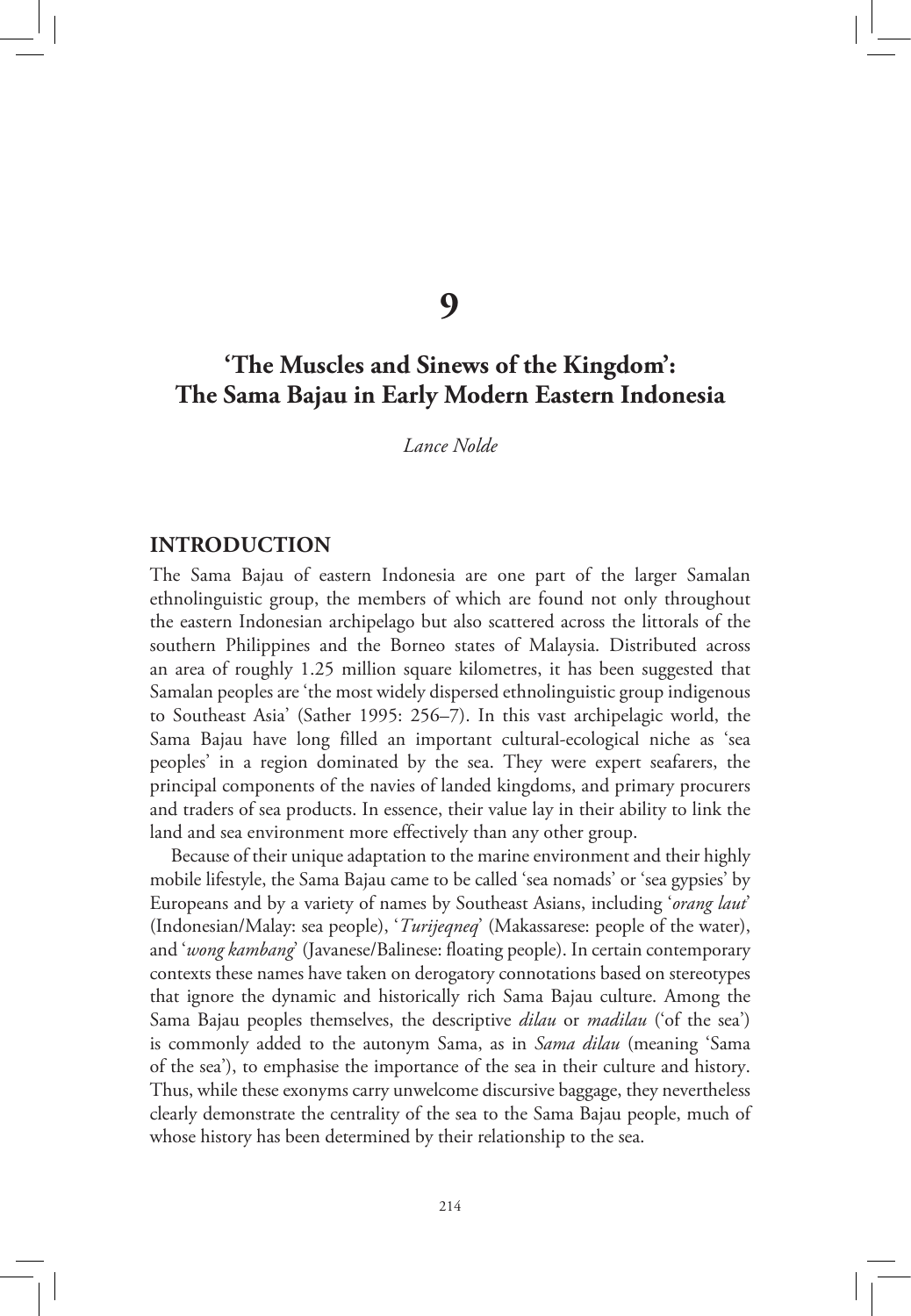# 9

# 'The Muscles and Sinews of the Kingdom': The Sama Bajau in Early Modern Eastern Indonesia

*Lance Nolde*

## INTRODUCTION

The Sama Bajau of eastern Indonesia are one part of the larger Samalan ethnolinguistic group, the members of which are found not only throughout the eastern Indonesian archipelago but also scattered across the littorals of the southern Philippines and the Borneo states of Malaysia. Distributed across an area of roughly 1.25 million square kilometres, it has been suggested that Samalan peoples are 'the most widely dispersed ethnolinguistic group indigenous to Southeast Asia' (Sather 1995: 256–7). In this vast archipelagic world, the Sama Bajau have long filled an important cultural-ecological niche as 'sea peoples' in a region dominated by the sea. They were expert seafarers, the principal components of the navies of landed kingdoms, and primary procurers and traders of sea products. In essence, their value lay in their ability to link the land and sea environment more effectively than any other group.

Because of their unique adaptation to the marine environment and their highly mobile lifestyle, the Sama Bajau came to be called 'sea nomads' or 'sea gypsies' by Europeans and by a variety of names by Southeast Asians, including '*orang laut*' (Indonesian/Malay: sea people), '*Turijeqneq*' (Makassarese: people of the water), and '*wong kambang*' (Javanese/Balinese: floating people). In certain contemporary contexts these names have taken on derogatory connotations based on stereotypes that ignore the dynamic and historically rich Sama Bajau culture. Among the Sama Bajau peoples themselves, the descriptive *dilau* or *madilau* ('of the sea') is commonly added to the autonym Sama, as in *Sama dilau* (meaning 'Sama of the sea'), to emphasise the importance of the sea in their culture and history. Thus, while these exonyms carry unwelcome discursive baggage, they nevertheless clearly demonstrate the centrality of the sea to the Sama Bajau people, much of whose history has been determined by their relationship to the sea.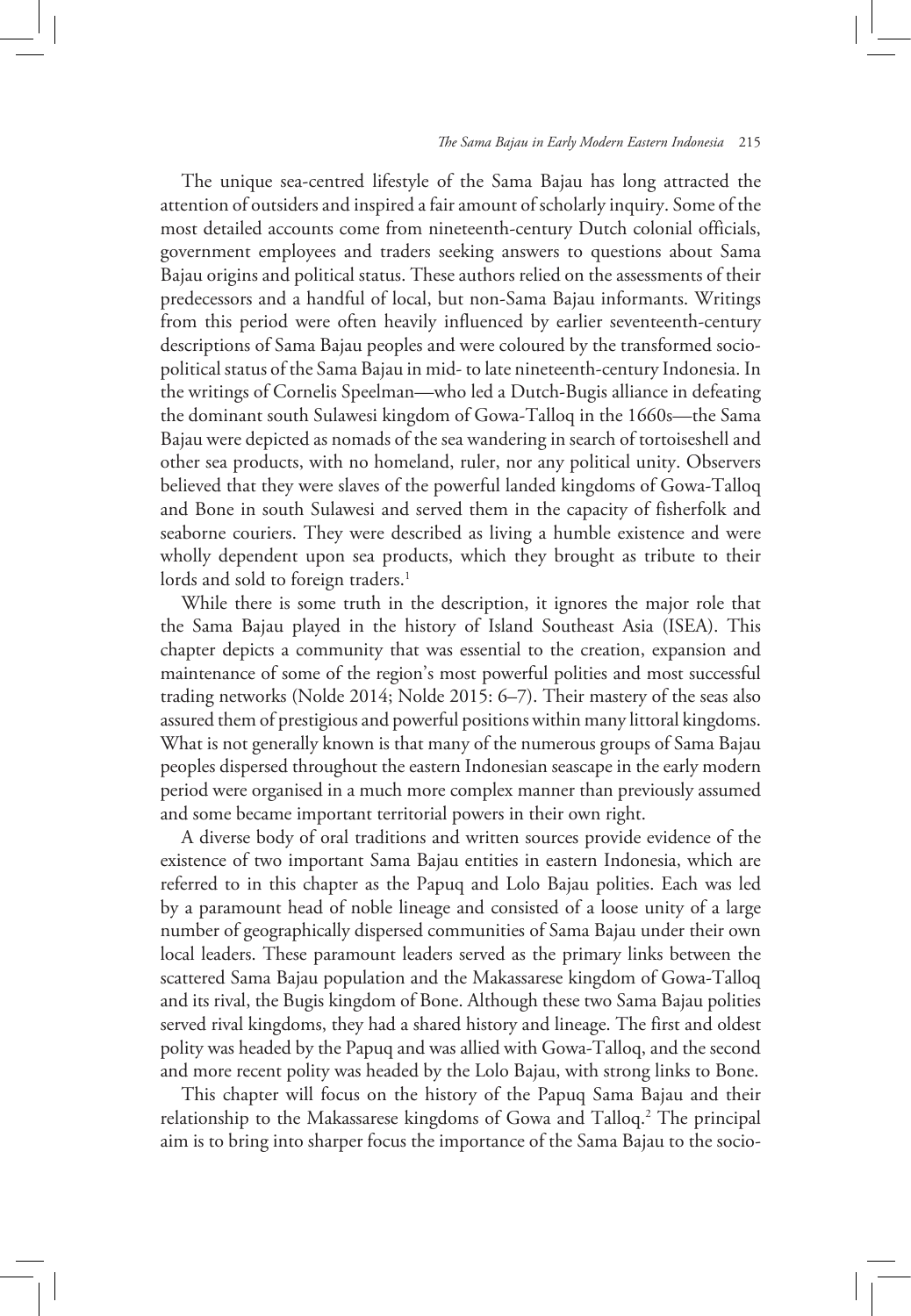The unique sea-centred lifestyle of the Sama Bajau has long attracted the attention of outsiders and inspired a fair amount of scholarly inquiry. Some of the most detailed accounts come from nineteenth-century Dutch colonial officials, government employees and traders seeking answers to questions about Sama Bajau origins and political status. These authors relied on the assessments of their predecessors and a handful of local, but non-Sama Bajau informants. Writings from this period were often heavily influenced by earlier seventeenth-century descriptions of Sama Bajau peoples and were coloured by the transformed socio-political status of the Sama Bajau in mid- to late nineteenth-century Indonesia. In the writings of Cornelis Speelman—who led a Dutch-Bugis alliance in defeating the dominant south Sulawesi kingdom of Gowa-Talloq in the 1660s—the Sama Bajau were depicted as nomads of the sea wandering in search of tortoiseshell and other sea products, with no homeland, ruler, nor any political unity. Observers believed that they were slaves of the powerful landed kingdoms of Gowa-Talloq and Bone in south Sulawesi and served them in the capacity of fisherfolk and seaborne couriers. They were described as living a humble existence and were wholly dependent upon sea products, which they brought as tribute to their lords and sold to foreign traders.[1]

While there is some truth in the description, it ignores the major role that the Sama Bajau played in the history of Island Southeast Asia (ISEA). This chapter depicts a community that was essential to the creation, expansion and maintenance of some of the region's most powerful polities and most successful trading networks (Nolde 2014; Nolde 2015: 6–7). Their mastery of the seas also assured them of prestigious and powerful positions within many littoral kingdoms. What is not generally known is that many of the numerous groups of Sama Bajau peoples dispersed throughout the eastern Indonesian seascape in the early modern period were organised in a much more complex manner than previously assumed and some became important territorial powers in their own right.

A diverse body of oral traditions and written sources provide evidence of the existence of two important Sama Bajau entities in eastern Indonesia, which are referred to in this chapter as the Papuq and Lolo Bajau polities. Each was led by a paramount head of noble lineage and consisted of a loose unity of a large number of geographically dispersed communities of Sama Bajau under their own local leaders. These paramount leaders served as the primary links between the scattered Sama Bajau population and the Makassarese kingdom of Gowa-Talloq and its rival, the Bugis kingdom of Bone. Although these two Sama Bajau polities served rival kingdoms, they had a shared history and lineage. The first and oldest polity was headed by the Papuq and was allied with Gowa-Talloq, and the second and more recent polity was headed by the Lolo Bajau, with strong links to Bone.

This chapter will focus on the history of the Papuq Sama Bajau and their relationship to the Makassarese kingdoms of Gowa and Talloq.[2] The principal aim is to bring into sharper focus the importance of the Sama Bajau to the socio-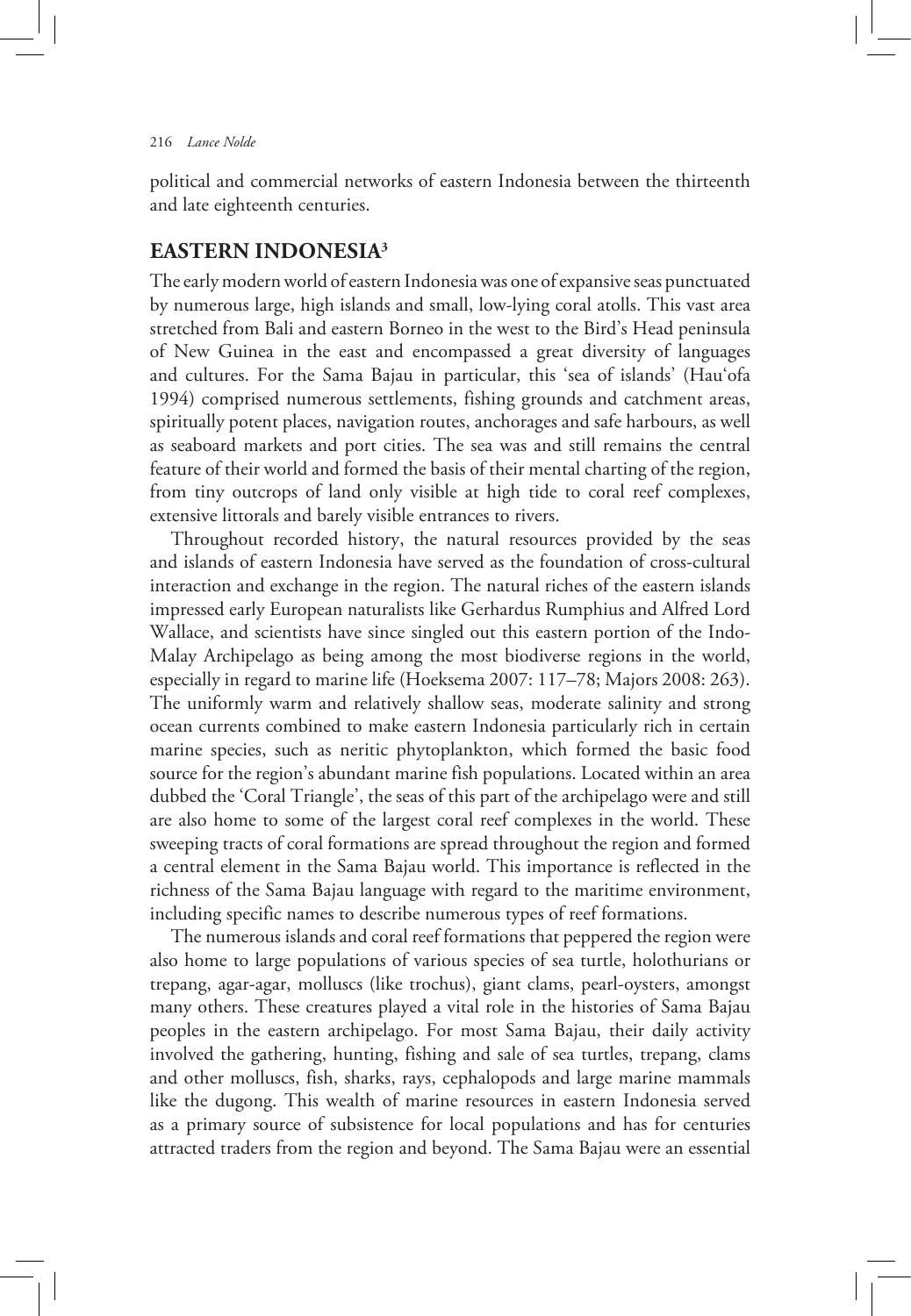political and commercial networks of eastern Indonesia between the thirteenth and late eighteenth centuries.

## EASTERN INDONESIA[3]

The early modern world of eastern Indonesia was one of expansive seas punctuated by numerous large, high islands and small, low-lying coral atolls. This vast area stretched from Bali and eastern Borneo in the west to the Bird's Head peninsula of New Guinea in the east and encompassed a great diversity of languages and cultures. For the Sama Bajau in particular, this 'sea of islands' (Hau'ofa 1994) comprised numerous settlements, fishing grounds and catchment areas, spiritually potent places, navigation routes, anchorages and safe harbours, as well as seaboard markets and port cities. The sea was and still remains the central feature of their world and formed the basis of their mental charting of the region, from tiny outcrops of land only visible at high tide to coral reef complexes, extensive littorals and barely visible entrances to rivers.

Throughout recorded history, the natural resources provided by the seas and islands of eastern Indonesia have served as the foundation of cross-cultural interaction and exchange in the region. The natural riches of the eastern islands impressed early European naturalists like Gerhardus Rumphius and Alfred Lord Wallace, and scientists have since singled out this eastern portion of the Indo-Malay Archipelago as being among the most biodiverse regions in the world, especially in regard to marine life (Hoeksema 2007: 117–78; Majors 2008: 263). The uniformly warm and relatively shallow seas, moderate salinity and strong ocean currents combined to make eastern Indonesia particularly rich in certain marine species, such as neritic phytoplankton, which formed the basic food source for the region's abundant marine fish populations. Located within an area dubbed the 'Coral Triangle', the seas of this part of the archipelago were and still are also home to some of the largest coral reef complexes in the world. These sweeping tracts of coral formations are spread throughout the region and formed a central element in the Sama Bajau world. This importance is reflected in the richness of the Sama Bajau language with regard to the maritime environment, including specific names to describe numerous types of reef formations.

The numerous islands and coral reef formations that peppered the region were also home to large populations of various species of sea turtle, holothurians or trepang, agar-agar, molluscs (like trochus), giant clams, pearl-oysters, amongst many others. These creatures played a vital role in the histories of Sama Bajau peoples in the eastern archipelago. For most Sama Bajau, their daily activity involved the gathering, hunting, fishing and sale of sea turtles, trepang, clams and other molluscs, fish, sharks, rays, cephalopods and large marine mammals like the dugong. This wealth of marine resources in eastern Indonesia served as a primary source of subsistence for local populations and has for centuries attracted traders from the region and beyond. The Sama Bajau were an essential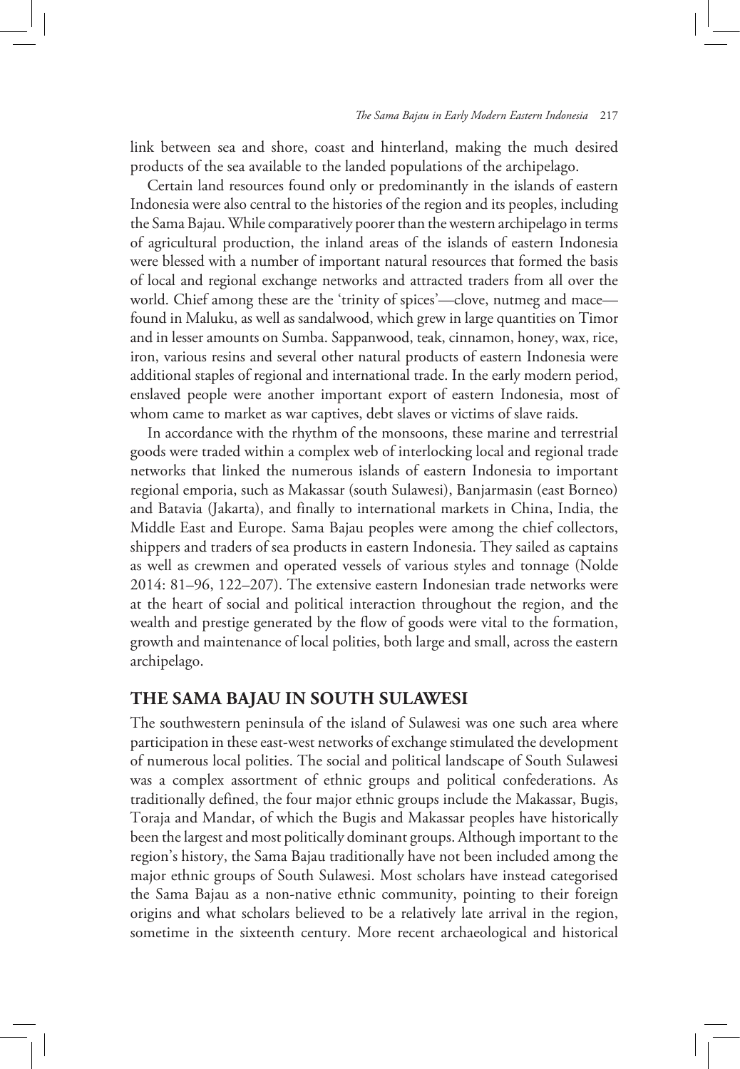link between sea and shore, coast and hinterland, making the much desired products of the sea available to the landed populations of the archipelago.

Certain land resources found only or predominantly in the islands of eastern Indonesia were also central to the histories of the region and its peoples, including the Sama Bajau. While comparatively poorer than the western archipelago in terms of agricultural production, the inland areas of the islands of eastern Indonesia were blessed with a number of important natural resources that formed the basis of local and regional exchange networks and attracted traders from all over the world. Chief among these are the 'trinity of spices'—clove, nutmeg and mace—found in Maluku, as well as sandalwood, which grew in large quantities on Timor and in lesser amounts on Sumba. Sappanwood, teak, cinnamon, honey, wax, rice, iron, various resins and several other natural products of eastern Indonesia were additional staples of regional and international trade. In the early modern period, enslaved people were another important export of eastern Indonesia, most of whom came to market as war captives, debt slaves or victims of slave raids.

In accordance with the rhythm of the monsoons, these marine and terrestrial goods were traded within a complex web of interlocking local and regional trade networks that linked the numerous islands of eastern Indonesia to important regional emporia, such as Makassar (south Sulawesi), Banjarmasin (east Borneo) and Batavia (Jakarta), and finally to international markets in China, India, the Middle East and Europe. Sama Bajau peoples were among the chief collectors, shippers and traders of sea products in eastern Indonesia. They sailed as captains as well as crewmen and operated vessels of various styles and tonnage (Nolde 2014: 81–96, 122–207). The extensive eastern Indonesian trade networks were at the heart of social and political interaction throughout the region, and the wealth and prestige generated by the flow of goods were vital to the formation, growth and maintenance of local polities, both large and small, across the eastern archipelago.

## THE SAMA BAJAU IN SOUTH SULAWESI

The southwestern peninsula of the island of Sulawesi was one such area where participation in these east-west networks of exchange stimulated the development of numerous local polities. The social and political landscape of South Sulawesi was a complex assortment of ethnic groups and political confederations. As traditionally defined, the four major ethnic groups include the Makassar, Bugis, Toraja and Mandar, of which the Bugis and Makassar peoples have historically been the largest and most politically dominant groups. Although important to the region's history, the Sama Bajau traditionally have not been included among the major ethnic groups of South Sulawesi. Most scholars have instead categorised the Sama Bajau as a non-native ethnic community, pointing to their foreign origins and what scholars believed to be a relatively late arrival in the region, sometime in the sixteenth century. More recent archaeological and historical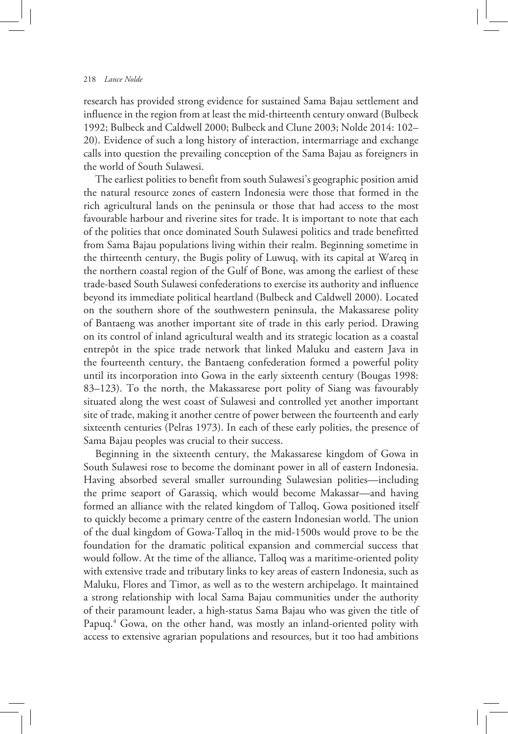research has provided strong evidence for sustained Sama Bajau settlement and influence in the region from at least the mid-thirteenth century onward (Bulbeck 1992; Bulbeck and Caldwell 2000; Bulbeck and Clune 2003; Nolde 2014: 102–20). Evidence of such a long history of interaction, intermarriage and exchange calls into question the prevailing conception of the Sama Bajau as foreigners in the world of South Sulawesi.

The earliest polities to benefit from south Sulawesi's geographic position amid the natural resource zones of eastern Indonesia were those that formed in the rich agricultural lands on the peninsula or those that had access to the most favourable harbour and riverine sites for trade. It is important to note that each of the polities that once dominated South Sulawesi politics and trade benefitted from Sama Bajau populations living within their realm. Beginning sometime in the thirteenth century, the Bugis polity of Luwuq, with its capital at Wareq in the northern coastal region of the Gulf of Bone, was among the earliest of these trade-based South Sulawesi confederations to exercise its authority and influence beyond its immediate political heartland (Bulbeck and Caldwell 2000). Located on the southern shore of the southwestern peninsula, the Makassarese polity of Bantaeng was another important site of trade in this early period. Drawing on its control of inland agricultural wealth and its strategic location as a coastal entrepôt in the spice trade network that linked Maluku and eastern Java in the fourteenth century, the Bantaeng confederation formed a powerful polity until its incorporation into Gowa in the early sixteenth century (Bougas 1998: 83–123). To the north, the Makassarese port polity of Siang was favourably situated along the west coast of Sulawesi and controlled yet another important site of trade, making it another centre of power between the fourteenth and early sixteenth centuries (Pelras 1973). In each of these early polities, the presence of Sama Bajau peoples was crucial to their success.

Beginning in the sixteenth century, the Makassarese kingdom of Gowa in South Sulawesi rose to become the dominant power in all of eastern Indonesia. Having absorbed several smaller surrounding Sulawesian polities—including the prime seaport of Garassiq, which would become Makassar—and having formed an alliance with the related kingdom of Talloq, Gowa positioned itself to quickly become a primary centre of the eastern Indonesian world. The union of the dual kingdom of Gowa-Talloq in the mid-1500s would prove to be the foundation for the dramatic political expansion and commercial success that would follow. At the time of the alliance, Talloq was a maritime-oriented polity with extensive trade and tributary links to key areas of eastern Indonesia, such as Maluku, Flores and Timor, as well as to the western archipelago. It maintained a strong relationship with local Sama Bajau communities under the authority of their paramount leader, a high-status Sama Bajau who was given the title of Papuq.[4] Gowa, on the other hand, was mostly an inland-oriented polity with access to extensive agrarian populations and resources, but it too had ambitions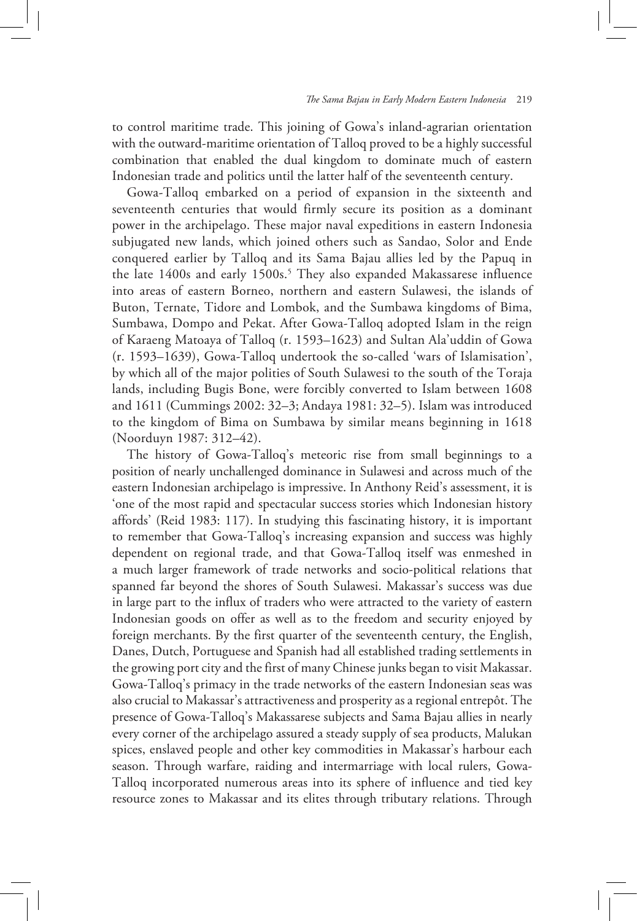to control maritime trade. This joining of Gowa's inland-agrarian orientation with the outward-maritime orientation of Talloq proved to be a highly successful combination that enabled the dual kingdom to dominate much of eastern Indonesian trade and politics until the latter half of the seventeenth century.

Gowa-Talloq embarked on a period of expansion in the sixteenth and seventeenth centuries that would firmly secure its position as a dominant power in the archipelago. These major naval expeditions in eastern Indonesia subjugated new lands, which joined others such as Sandao, Solor and Ende conquered earlier by Talloq and its Sama Bajau allies led by the Papuq in the late 1400s and early 1500s.[5] They also expanded Makassarese influence into areas of eastern Borneo, northern and eastern Sulawesi, the islands of Buton, Ternate, Tidore and Lombok, and the Sumbawa kingdoms of Bima, Sumbawa, Dompo and Pekat. After Gowa-Talloq adopted Islam in the reign of Karaeng Matoaya of Talloq (r. 1593–1623) and Sultan Ala'uddin of Gowa (r. 1593–1639), Gowa-Talloq undertook the so-called 'wars of Islamisation', by which all of the major polities of South Sulawesi to the south of the Toraja lands, including Bugis Bone, were forcibly converted to Islam between 1608 and 1611 (Cummings 2002: 32–3; Andaya 1981: 32–5). Islam was introduced to the kingdom of Bima on Sumbawa by similar means beginning in 1618 (Noorduyn 1987: 312–42).

The history of Gowa-Talloq's meteoric rise from small beginnings to a position of nearly unchallenged dominance in Sulawesi and across much of the eastern Indonesian archipelago is impressive. In Anthony Reid's assessment, it is 'one of the most rapid and spectacular success stories which Indonesian history affords' (Reid 1983: 117). In studying this fascinating history, it is important to remember that Gowa-Talloq's increasing expansion and success was highly dependent on regional trade, and that Gowa-Talloq itself was enmeshed in a much larger framework of trade networks and socio-political relations that spanned far beyond the shores of South Sulawesi. Makassar's success was due in large part to the influx of traders who were attracted to the variety of eastern Indonesian goods on offer as well as to the freedom and security enjoyed by foreign merchants. By the first quarter of the seventeenth century, the English, Danes, Dutch, Portuguese and Spanish had all established trading settlements in the growing port city and the first of many Chinese junks began to visit Makassar. Gowa-Talloq's primacy in the trade networks of the eastern Indonesian seas was also crucial to Makassar's attractiveness and prosperity as a regional entrepôt. The presence of Gowa-Talloq's Makassarese subjects and Sama Bajau allies in nearly every corner of the archipelago assured a steady supply of sea products, Malukan spices, enslaved people and other key commodities in Makassar's harbour each season. Through warfare, raiding and intermarriage with local rulers, Gowa-Talloq incorporated numerous areas into its sphere of influence and tied key resource zones to Makassar and its elites through tributary relations. Through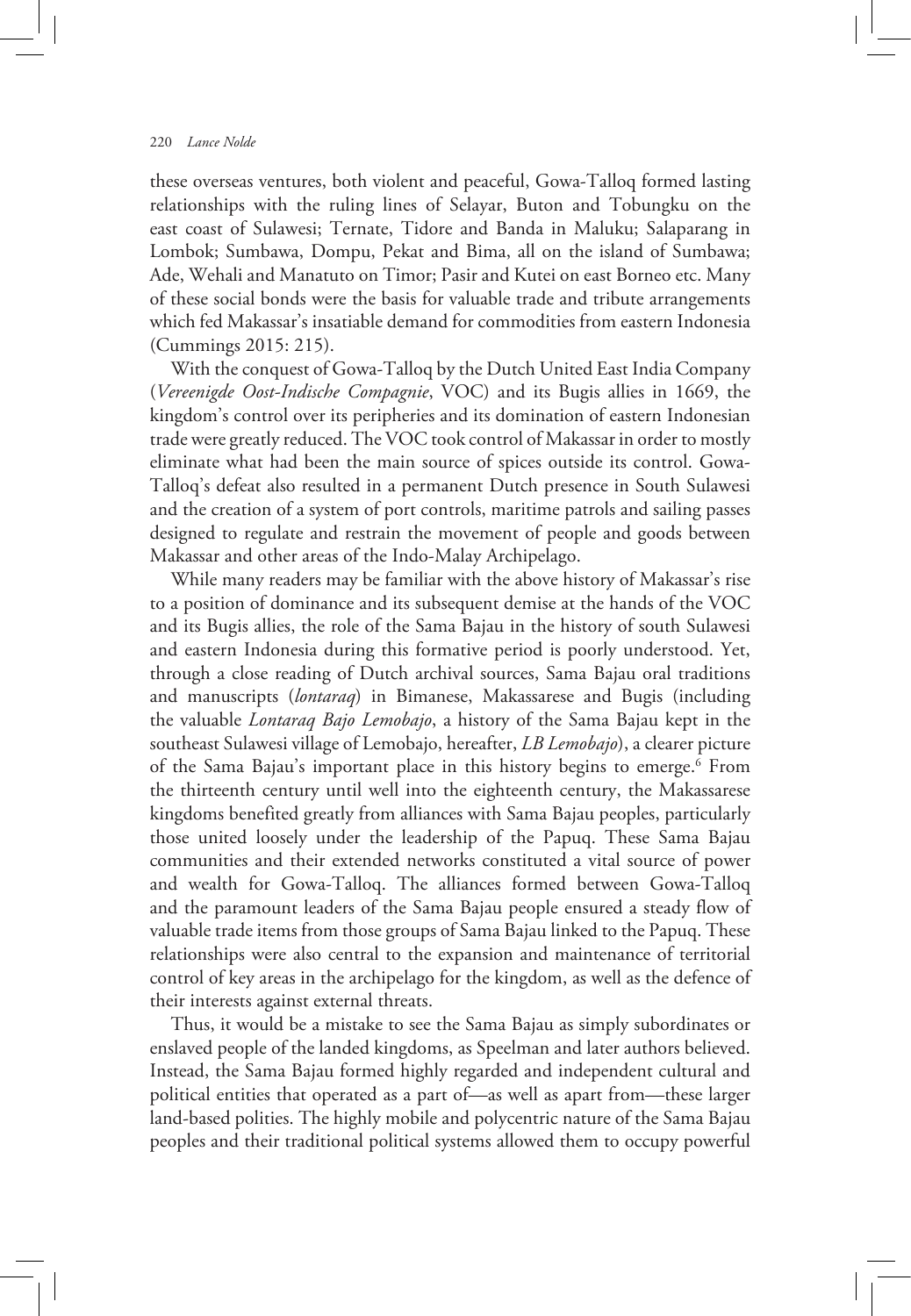these overseas ventures, both violent and peaceful, Gowa-Talloq formed lasting relationships with the ruling lines of Selayar, Buton and Tobungku on the east coast of Sulawesi; Ternate, Tidore and Banda in Maluku; Salaparang in Lombok; Sumbawa, Dompu, Pekat and Bima, all on the island of Sumbawa; Ade, Wehali and Manatuto on Timor; Pasir and Kutei on east Borneo etc. Many of these social bonds were the basis for valuable trade and tribute arrangements which fed Makassar's insatiable demand for commodities from eastern Indonesia (Cummings 2015: 215).

With the conquest of Gowa-Talloq by the Dutch United East India Company (*Vereenigde Oost-Indische Compagnie*, VOC) and its Bugis allies in 1669, the kingdom's control over its peripheries and its domination of eastern Indonesian trade were greatly reduced. The VOC took control of Makassar in order to mostly eliminate what had been the main source of spices outside its control. Gowa-Talloq's defeat also resulted in a permanent Dutch presence in South Sulawesi and the creation of a system of port controls, maritime patrols and sailing passes designed to regulate and restrain the movement of people and goods between Makassar and other areas of the Indo-Malay Archipelago.

While many readers may be familiar with the above history of Makassar's rise to a position of dominance and its subsequent demise at the hands of the VOC and its Bugis allies, the role of the Sama Bajau in the history of south Sulawesi and eastern Indonesia during this formative period is poorly understood. Yet, through a close reading of Dutch archival sources, Sama Bajau oral traditions and manuscripts (*lontaraq*) in Bimanese, Makassarese and Bugis (including the valuable *Lontaraq Bajo Lemobajo*, a history of the Sama Bajau kept in the southeast Sulawesi village of Lemobajo, hereafter, *LB Lemobajo*), a clearer picture of the Sama Bajau's important place in this history begins to emerge.[6] From the thirteenth century until well into the eighteenth century, the Makassarese kingdoms benefited greatly from alliances with Sama Bajau peoples, particularly those united loosely under the leadership of the Papuq. These Sama Bajau communities and their extended networks constituted a vital source of power and wealth for Gowa-Talloq. The alliances formed between Gowa-Talloq and the paramount leaders of the Sama Bajau people ensured a steady flow of valuable trade items from those groups of Sama Bajau linked to the Papuq. These relationships were also central to the expansion and maintenance of territorial control of key areas in the archipelago for the kingdom, as well as the defence of their interests against external threats.

Thus, it would be a mistake to see the Sama Bajau as simply subordinates or enslaved people of the landed kingdoms, as Speelman and later authors believed. Instead, the Sama Bajau formed highly regarded and independent cultural and political entities that operated as a part of—as well as apart from—these larger land-based polities. The highly mobile and polycentric nature of the Sama Bajau peoples and their traditional political systems allowed them to occupy powerful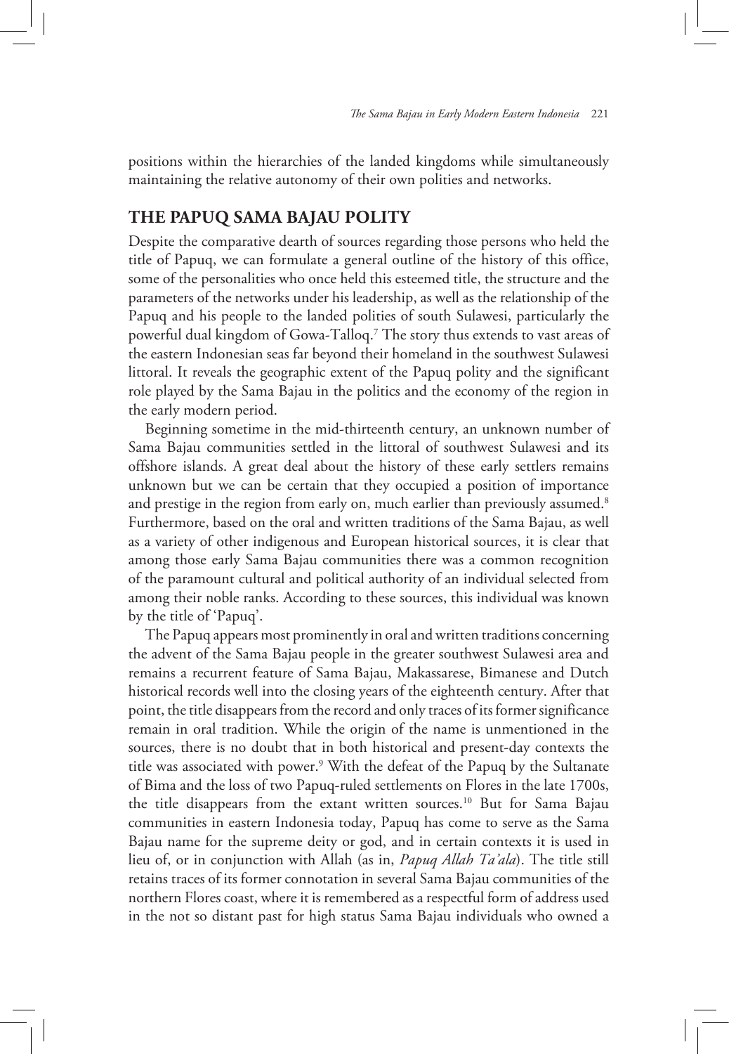positions within the hierarchies of the landed kingdoms while simultaneously maintaining the relative autonomy of their own polities and networks.

## THE PAPUQ SAMA BAJAU POLITY

Despite the comparative dearth of sources regarding those persons who held the title of Papuq, we can formulate a general outline of the history of this office, some of the personalities who once held this esteemed title, the structure and the parameters of the networks under his leadership, as well as the relationship of the Papuq and his people to the landed polities of south Sulawesi, particularly the powerful dual kingdom of Gowa-Talloq.[7] The story thus extends to vast areas of the eastern Indonesian seas far beyond their homeland in the southwest Sulawesi littoral. It reveals the geographic extent of the Papuq polity and the significant role played by the Sama Bajau in the politics and the economy of the region in the early modern period.

Beginning sometime in the mid-thirteenth century, an unknown number of Sama Bajau communities settled in the littoral of southwest Sulawesi and its offshore islands. A great deal about the history of these early settlers remains unknown but we can be certain that they occupied a position of importance and prestige in the region from early on, much earlier than previously assumed.[8] Furthermore, based on the oral and written traditions of the Sama Bajau, as well as a variety of other indigenous and European historical sources, it is clear that among those early Sama Bajau communities there was a common recognition of the paramount cultural and political authority of an individual selected from among their noble ranks. According to these sources, this individual was known by the title of 'Papuq'.

The Papuq appears most prominently in oral and written traditions concerning the advent of the Sama Bajau people in the greater southwest Sulawesi area and remains a recurrent feature of Sama Bajau, Makassarese, Bimanese and Dutch historical records well into the closing years of the eighteenth century. After that point, the title disappears from the record and only traces of its former significance remain in oral tradition. While the origin of the name is unmentioned in the sources, there is no doubt that in both historical and present-day contexts the title was associated with power.[9] With the defeat of the Papuq by the Sultanate of Bima and the loss of two Papuq-ruled settlements on Flores in the late 1700s, the title disappears from the extant written sources.[10] But for Sama Bajau communities in eastern Indonesia today, Papuq has come to serve as the Sama Bajau name for the supreme deity or god, and in certain contexts it is used in lieu of, or in conjunction with Allah (as in, *Papuq Allah Ta'ala*). The title still retains traces of its former connotation in several Sama Bajau communities of the northern Flores coast, where it is remembered as a respectful form of address used in the not so distant past for high status Sama Bajau individuals who owned a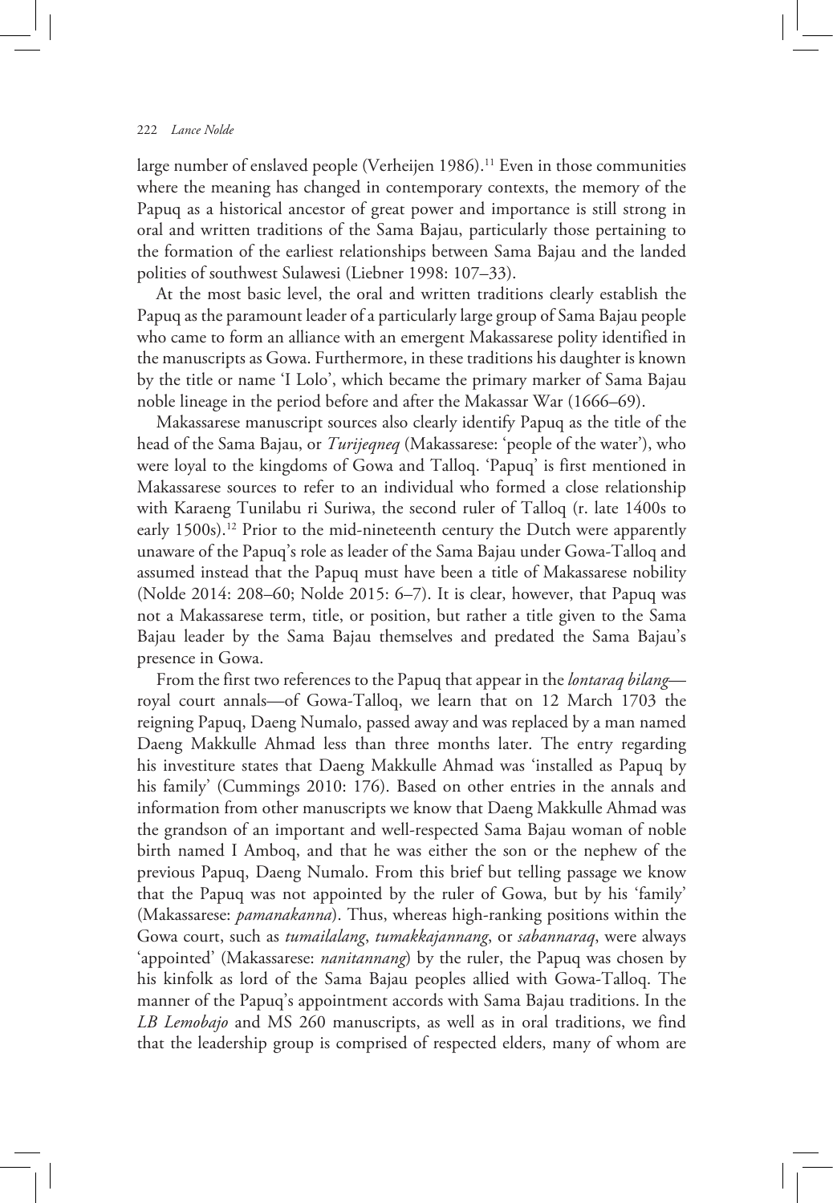large number of enslaved people (Verheijen 1986).[11] Even in those communities where the meaning has changed in contemporary contexts, the memory of the Papuq as a historical ancestor of great power and importance is still strong in oral and written traditions of the Sama Bajau, particularly those pertaining to the formation of the earliest relationships between Sama Bajau and the landed polities of southwest Sulawesi (Liebner 1998: 107–33).

At the most basic level, the oral and written traditions clearly establish the Papuq as the paramount leader of a particularly large group of Sama Bajau people who came to form an alliance with an emergent Makassarese polity identified in the manuscripts as Gowa. Furthermore, in these traditions his daughter is known by the title or name 'I Lolo', which became the primary marker of Sama Bajau noble lineage in the period before and after the Makassar War (1666–69).

Makassarese manuscript sources also clearly identify Papuq as the title of the head of the Sama Bajau, or *Turijeqneq* (Makassarese: 'people of the water'), who were loyal to the kingdoms of Gowa and Talloq. 'Papuq' is first mentioned in Makassarese sources to refer to an individual who formed a close relationship with Karaeng Tunilabu ri Suriwa, the second ruler of Talloq (r. late 1400s to early 1500s).[12] Prior to the mid-nineteenth century the Dutch were apparently unaware of the Papuq's role as leader of the Sama Bajau under Gowa-Talloq and assumed instead that the Papuq must have been a title of Makassarese nobility (Nolde 2014: 208–60; Nolde 2015: 6–7). It is clear, however, that Papuq was not a Makassarese term, title, or position, but rather a title given to the Sama Bajau leader by the Sama Bajau themselves and predated the Sama Bajau's presence in Gowa.

From the first two references to the Papuq that appear in the *lontaraq bilang*—royal court annals—of Gowa-Talloq, we learn that on 12 March 1703 the reigning Papuq, Daeng Numalo, passed away and was replaced by a man named Daeng Makkulle Ahmad less than three months later. The entry regarding his investiture states that Daeng Makkulle Ahmad was 'installed as Papuq by his family' (Cummings 2010: 176). Based on other entries in the annals and information from other manuscripts we know that Daeng Makkulle Ahmad was the grandson of an important and well-respected Sama Bajau woman of noble birth named I Amboq, and that he was either the son or the nephew of the previous Papuq, Daeng Numalo. From this brief but telling passage we know that the Papuq was not appointed by the ruler of Gowa, but by his 'family' (Makassarese: *pamanakanna*). Thus, whereas high-ranking positions within the Gowa court, such as *tumailalang*, *tumakkajannang*, or *sabannaraq*, were always 'appointed' (Makassarese: *nanitannang*) by the ruler, the Papuq was chosen by his kinfolk as lord of the Sama Bajau peoples allied with Gowa-Talloq. The manner of the Papuq's appointment accords with Sama Bajau traditions. In the *LB Lemobajo* and MS 260 manuscripts, as well as in oral traditions, we find that the leadership group is comprised of respected elders, many of whom are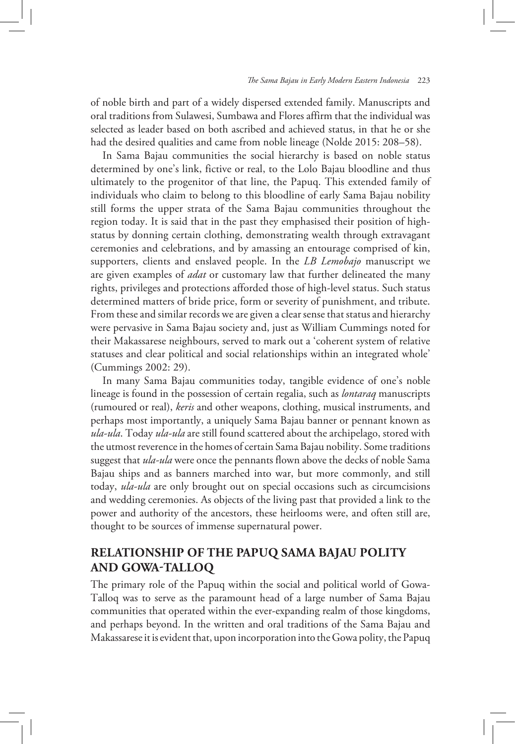of noble birth and part of a widely dispersed extended family. Manuscripts and oral traditions from Sulawesi, Sumbawa and Flores affirm that the individual was selected as leader based on both ascribed and achieved status, in that he or she had the desired qualities and came from noble lineage (Nolde 2015: 208–58).

In Sama Bajau communities the social hierarchy is based on noble status determined by one's link, fictive or real, to the Lolo Bajau bloodline and thus ultimately to the progenitor of that line, the Papuq. This extended family of individuals who claim to belong to this bloodline of early Sama Bajau nobility still forms the upper strata of the Sama Bajau communities throughout the region today. It is said that in the past they emphasised their position of high-status by donning certain clothing, demonstrating wealth through extravagant ceremonies and celebrations, and by amassing an entourage comprised of kin, supporters, clients and enslaved people. In the *LB Lemobajo* manuscript we are given examples of *adat* or customary law that further delineated the many rights, privileges and protections afforded those of high-level status. Such status determined matters of bride price, form or severity of punishment, and tribute. From these and similar records we are given a clear sense that status and hierarchy were pervasive in Sama Bajau society and, just as William Cummings noted for their Makassarese neighbours, served to mark out a 'coherent system of relative statuses and clear political and social relationships within an integrated whole' (Cummings 2002: 29).

In many Sama Bajau communities today, tangible evidence of one's noble lineage is found in the possession of certain regalia, such as *lontaraq* manuscripts (rumoured or real), *keris* and other weapons, clothing, musical instruments, and perhaps most importantly, a uniquely Sama Bajau banner or pennant known as *ula-ula*. Today *ula-ula* are still found scattered about the archipelago, stored with the utmost reverence in the homes of certain Sama Bajau nobility. Some traditions suggest that *ula-ula* were once the pennants flown above the decks of noble Sama Bajau ships and as banners marched into war, but more commonly, and still today, *ula-ula* are only brought out on special occasions such as circumcisions and wedding ceremonies. As objects of the living past that provided a link to the power and authority of the ancestors, these heirlooms were, and often still are, thought to be sources of immense supernatural power.

## RELATIONSHIP OF THE PAPUQ SAMA BAJAU POLITY AND GOWA-TALLOQ

The primary role of the Papuq within the social and political world of Gowa-Talloq was to serve as the paramount head of a large number of Sama Bajau communities that operated within the ever-expanding realm of those kingdoms, and perhaps beyond. In the written and oral traditions of the Sama Bajau and Makassarese it is evident that, upon incorporation into the Gowa polity, the Papuq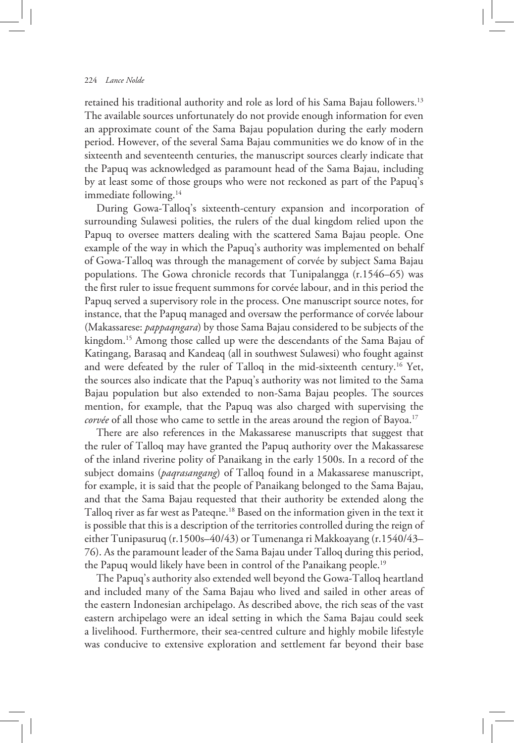retained his traditional authority and role as lord of his Sama Bajau followers.[13] The available sources unfortunately do not provide enough information for even an approximate count of the Sama Bajau population during the early modern period. However, of the several Sama Bajau communities we do know of in the sixteenth and seventeenth centuries, the manuscript sources clearly indicate that the Papuq was acknowledged as paramount head of the Sama Bajau, including by at least some of those groups who were not reckoned as part of the Papuq's immediate following.[14]

During Gowa-Talloq's sixteenth-century expansion and incorporation of surrounding Sulawesi polities, the rulers of the dual kingdom relied upon the Papuq to oversee matters dealing with the scattered Sama Bajau people. One example of the way in which the Papuq's authority was implemented on behalf of Gowa-Talloq was through the management of corvée by subject Sama Bajau populations. The Gowa chronicle records that Tunipalangga (r.1546–65) was the first ruler to issue frequent summons for corvée labour, and in this period the Papuq served a supervisory role in the process. One manuscript source notes, for instance, that the Papuq managed and oversaw the performance of corvée labour (Makassarese: *pappaqngara*) by those Sama Bajau considered to be subjects of the kingdom.[15] Among those called up were the descendants of the Sama Bajau of Katingang, Barasaq and Kandeaq (all in southwest Sulawesi) who fought against and were defeated by the ruler of Talloq in the mid-sixteenth century.[16] Yet, the sources also indicate that the Papuq's authority was not limited to the Sama Bajau population but also extended to non-Sama Bajau peoples. The sources mention, for example, that the Papuq was also charged with supervising the *corvée* of all those who came to settle in the areas around the region of Bayoa.[17]

There are also references in the Makassarese manuscripts that suggest that the ruler of Talloq may have granted the Papuq authority over the Makassarese of the inland riverine polity of Panaikang in the early 1500s. In a record of the subject domains (*paqrasangang*) of Talloq found in a Makassarese manuscript, for example, it is said that the people of Panaikang belonged to the Sama Bajau, and that the Sama Bajau requested that their authority be extended along the Talloq river as far west as Pateqne.[18] Based on the information given in the text it is possible that this is a description of the territories controlled during the reign of either Tunipasuruq (r.1500s–40/43) or Tumenanga ri Makkoayang (r.1540/43–76). As the paramount leader of the Sama Bajau under Talloq during this period, the Papuq would likely have been in control of the Panaikang people.[19]

The Papuq's authority also extended well beyond the Gowa-Talloq heartland and included many of the Sama Bajau who lived and sailed in other areas of the eastern Indonesian archipelago. As described above, the rich seas of the vast eastern archipelago were an ideal setting in which the Sama Bajau could seek a livelihood. Furthermore, their sea-centred culture and highly mobile lifestyle was conducive to extensive exploration and settlement far beyond their base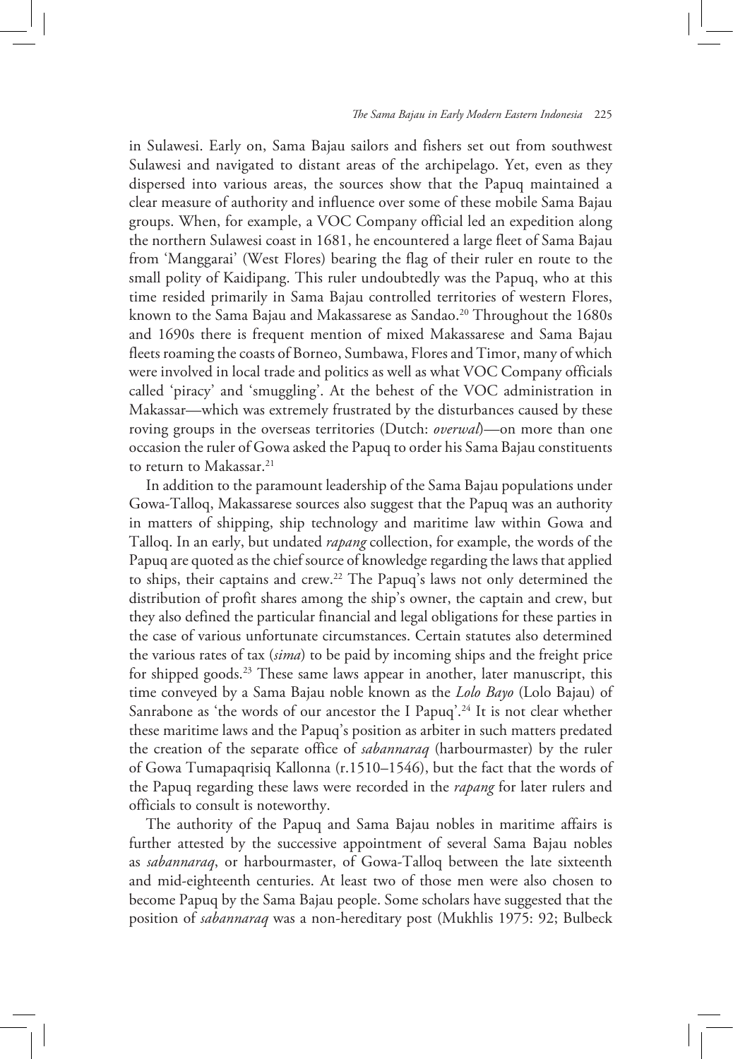in Sulawesi. Early on, Sama Bajau sailors and fishers set out from southwest Sulawesi and navigated to distant areas of the archipelago. Yet, even as they dispersed into various areas, the sources show that the Papuq maintained a clear measure of authority and influence over some of these mobile Sama Bajau groups. When, for example, a VOC Company official led an expedition along the northern Sulawesi coast in 1681, he encountered a large fleet of Sama Bajau from 'Manggarai' (West Flores) bearing the flag of their ruler en route to the small polity of Kaidipang. This ruler undoubtedly was the Papuq, who at this time resided primarily in Sama Bajau controlled territories of western Flores, known to the Sama Bajau and Makassarese as Sandao.[20] Throughout the 1680s and 1690s there is frequent mention of mixed Makassarese and Sama Bajau fleets roaming the coasts of Borneo, Sumbawa, Flores and Timor, many of which were involved in local trade and politics as well as what VOC Company officials called 'piracy' and 'smuggling'. At the behest of the VOC administration in Makassar—which was extremely frustrated by the disturbances caused by these roving groups in the overseas territories (Dutch: *overwal*)—on more than one occasion the ruler of Gowa asked the Papuq to order his Sama Bajau constituents to return to Makassar.[21]

In addition to the paramount leadership of the Sama Bajau populations under Gowa-Talloq, Makassarese sources also suggest that the Papuq was an authority in matters of shipping, ship technology and maritime law within Gowa and Talloq. In an early, but undated *rapang* collection, for example, the words of the Papuq are quoted as the chief source of knowledge regarding the laws that applied to ships, their captains and crew.[22] The Papuq's laws not only determined the distribution of profit shares among the ship's owner, the captain and crew, but they also defined the particular financial and legal obligations for these parties in the case of various unfortunate circumstances. Certain statutes also determined the various rates of tax (*sima*) to be paid by incoming ships and the freight price for shipped goods.[23] These same laws appear in another, later manuscript, this time conveyed by a Sama Bajau noble known as the *Lolo Bayo* (Lolo Bajau) of Sanrabone as 'the words of our ancestor the I Papuq'.[24] It is not clear whether these maritime laws and the Papuq's position as arbiter in such matters predated the creation of the separate office of *sabannaraq* (harbourmaster) by the ruler of Gowa Tumapaqrisiq Kallonna (r.1510–1546), but the fact that the words of the Papuq regarding these laws were recorded in the *rapang* for later rulers and officials to consult is noteworthy.

The authority of the Papuq and Sama Bajau nobles in maritime affairs is further attested by the successive appointment of several Sama Bajau nobles as *sabannaraq*, or harbourmaster, of Gowa-Talloq between the late sixteenth and mid-eighteenth centuries. At least two of those men were also chosen to become Papuq by the Sama Bajau people. Some scholars have suggested that the position of *sabannaraq* was a non-hereditary post (Mukhlis 1975: 92; Bulbeck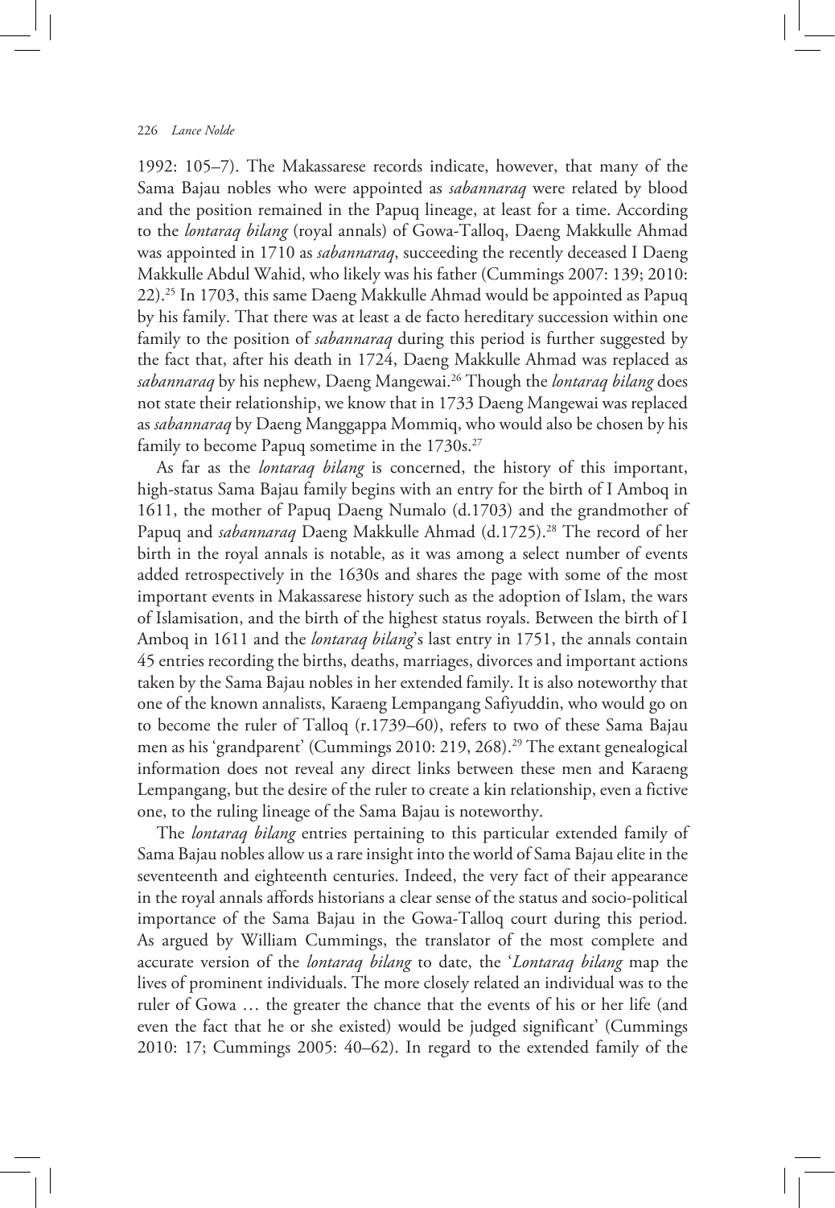1992: 105–7). The Makassarese records indicate, however, that many of the Sama Bajau nobles who were appointed as *sabannaraq* were related by blood and the position remained in the Papuq lineage, at least for a time. According to the *lontaraq bilang* (royal annals) of Gowa-Talloq, Daeng Makkulle Ahmad was appointed in 1710 as *sabannaraq*, succeeding the recently deceased I Daeng Makkulle Abdul Wahid, who likely was his father (Cummings 2007: 139; 2010: 22).[25] In 1703, this same Daeng Makkulle Ahmad would be appointed as Papuq by his family. That there was at least a de facto hereditary succession within one family to the position of *sabannaraq* during this period is further suggested by the fact that, after his death in 1724, Daeng Makkulle Ahmad was replaced as *sabannaraq* by his nephew, Daeng Mangewai.[26] Though the *lontaraq bilang* does not state their relationship, we know that in 1733 Daeng Mangewai was replaced as *sabannaraq* by Daeng Manggappa Mommiq, who would also be chosen by his family to become Papuq sometime in the 1730s.[27]

As far as the *lontaraq bilang* is concerned, the history of this important, high-status Sama Bajau family begins with an entry for the birth of I Amboq in 1611, the mother of Papuq Daeng Numalo (d.1703) and the grandmother of Papuq and *sabannaraq* Daeng Makkulle Ahmad (d.1725).[28] The record of her birth in the royal annals is notable, as it was among a select number of events added retrospectively in the 1630s and shares the page with some of the most important events in Makassarese history such as the adoption of Islam, the wars of Islamisation, and the birth of the highest status royals. Between the birth of I Amboq in 1611 and the *lontaraq bilang*'s last entry in 1751, the annals contain 45 entries recording the births, deaths, marriages, divorces and important actions taken by the Sama Bajau nobles in her extended family. It is also noteworthy that one of the known annalists, Karaeng Lempangang Safiyuddin, who would go on to become the ruler of Talloq (r.1739–60), refers to two of these Sama Bajau men as his 'grandparent' (Cummings 2010: 219, 268).[29] The extant genealogical information does not reveal any direct links between these men and Karaeng Lempangang, but the desire of the ruler to create a kin relationship, even a fictive one, to the ruling lineage of the Sama Bajau is noteworthy.

The *lontaraq bilang* entries pertaining to this particular extended family of Sama Bajau nobles allow us a rare insight into the world of Sama Bajau elite in the seventeenth and eighteenth centuries. Indeed, the very fact of their appearance in the royal annals affords historians a clear sense of the status and socio-political importance of the Sama Bajau in the Gowa-Talloq court during this period. As argued by William Cummings, the translator of the most complete and accurate version of the *lontaraq bilang* to date, the '*Lontaraq bilang* map the lives of prominent individuals. The more closely related an individual was to the ruler of Gowa … the greater the chance that the events of his or her life (and even the fact that he or she existed) would be judged significant' (Cummings 2010: 17; Cummings 2005: 40–62). In regard to the extended family of the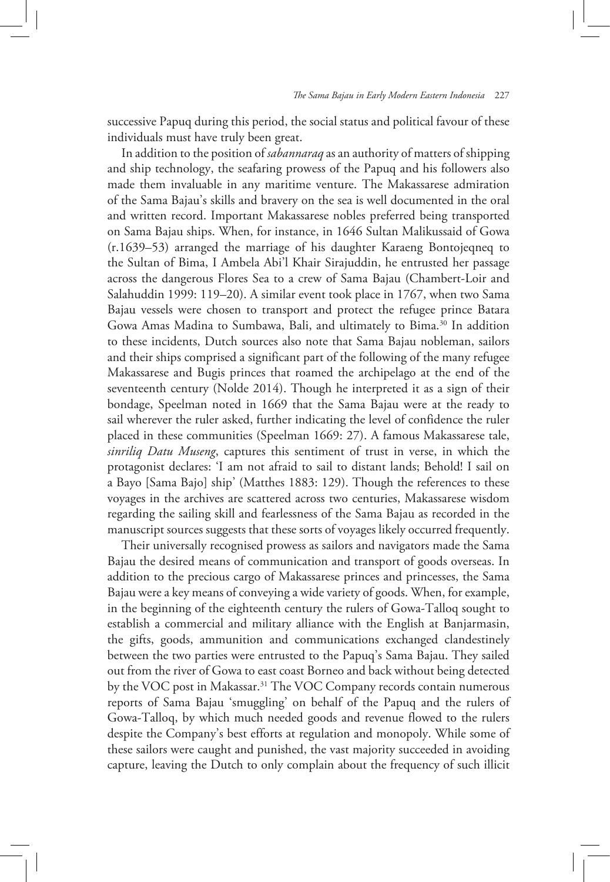successive Papuq during this period, the social status and political favour of these individuals must have truly been great.

In addition to the position of *sabannaraq* as an authority of matters of shipping and ship technology, the seafaring prowess of the Papuq and his followers also made them invaluable in any maritime venture. The Makassarese admiration of the Sama Bajau's skills and bravery on the sea is well documented in the oral and written record. Important Makassarese nobles preferred being transported on Sama Bajau ships. When, for instance, in 1646 Sultan Malikussaid of Gowa (r.1639–53) arranged the marriage of his daughter Karaeng Bontojeqneq to the Sultan of Bima, I Ambela Abi'l Khair Sirajuddin, he entrusted her passage across the dangerous Flores Sea to a crew of Sama Bajau (Chambert-Loir and Salahuddin 1999: 119–20). A similar event took place in 1767, when two Sama Bajau vessels were chosen to transport and protect the refugee prince Batara Gowa Amas Madina to Sumbawa, Bali, and ultimately to Bima.[30] In addition to these incidents, Dutch sources also note that Sama Bajau nobleman, sailors and their ships comprised a significant part of the following of the many refugee Makassarese and Bugis princes that roamed the archipelago at the end of the seventeenth century (Nolde 2014). Though he interpreted it as a sign of their bondage, Speelman noted in 1669 that the Sama Bajau were at the ready to sail wherever the ruler asked, further indicating the level of confidence the ruler placed in these communities (Speelman 1669: 27). A famous Makassarese tale, *sinriliq Datu Museng*, captures this sentiment of trust in verse, in which the protagonist declares: 'I am not afraid to sail to distant lands; Behold! I sail on a Bayo [Sama Bajo] ship' (Matthes 1883: 129). Though the references to these voyages in the archives are scattered across two centuries, Makassarese wisdom regarding the sailing skill and fearlessness of the Sama Bajau as recorded in the manuscript sources suggests that these sorts of voyages likely occurred frequently.

Their universally recognised prowess as sailors and navigators made the Sama Bajau the desired means of communication and transport of goods overseas. In addition to the precious cargo of Makassarese princes and princesses, the Sama Bajau were a key means of conveying a wide variety of goods. When, for example, in the beginning of the eighteenth century the rulers of Gowa-Talloq sought to establish a commercial and military alliance with the English at Banjarmasin, the gifts, goods, ammunition and communications exchanged clandestinely between the two parties were entrusted to the Papuq's Sama Bajau. They sailed out from the river of Gowa to east coast Borneo and back without being detected by the VOC post in Makassar.[31] The VOC Company records contain numerous reports of Sama Bajau 'smuggling' on behalf of the Papuq and the rulers of Gowa-Talloq, by which much needed goods and revenue flowed to the rulers despite the Company's best efforts at regulation and monopoly. While some of these sailors were caught and punished, the vast majority succeeded in avoiding capture, leaving the Dutch to only complain about the frequency of such illicit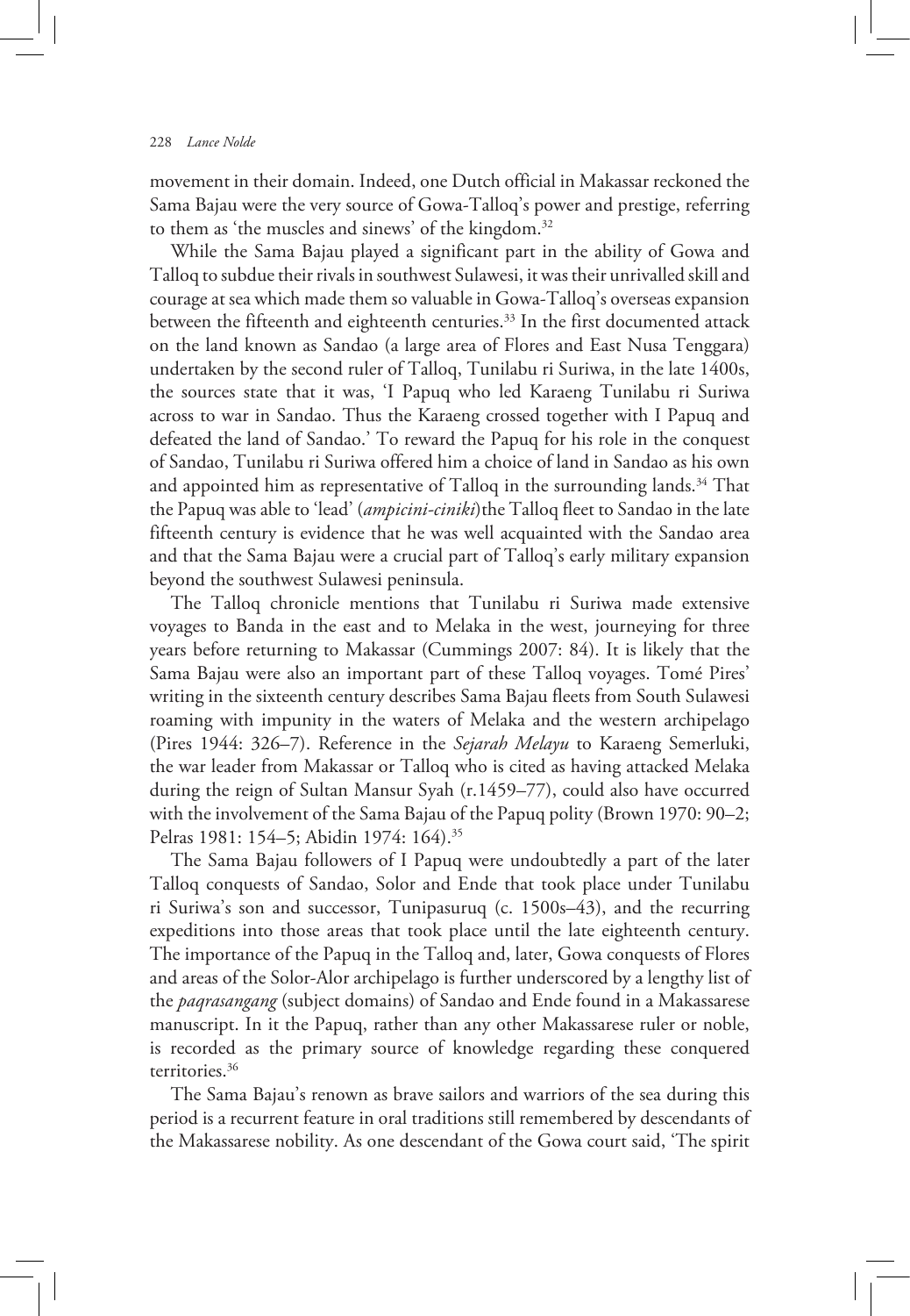movement in their domain. Indeed, one Dutch official in Makassar reckoned the Sama Bajau were the very source of Gowa-Talloq's power and prestige, referring to them as 'the muscles and sinews' of the kingdom.[32]

While the Sama Bajau played a significant part in the ability of Gowa and Talloq to subdue their rivals in southwest Sulawesi, it was their unrivalled skill and courage at sea which made them so valuable in Gowa-Talloq's overseas expansion between the fifteenth and eighteenth centuries.[33] In the first documented attack on the land known as Sandao (a large area of Flores and East Nusa Tenggara) undertaken by the second ruler of Talloq, Tunilabu ri Suriwa, in the late 1400s, the sources state that it was, 'I Papuq who led Karaeng Tunilabu ri Suriwa across to war in Sandao. Thus the Karaeng crossed together with I Papuq and defeated the land of Sandao.' To reward the Papuq for his role in the conquest of Sandao, Tunilabu ri Suriwa offered him a choice of land in Sandao as his own and appointed him as representative of Talloq in the surrounding lands.[34] That the Papuq was able to 'lead' (*ampicini-ciniki*) the Talloq fleet to Sandao in the late fifteenth century is evidence that he was well acquainted with the Sandao area and that the Sama Bajau were a crucial part of Talloq's early military expansion beyond the southwest Sulawesi peninsula.

The Talloq chronicle mentions that Tunilabu ri Suriwa made extensive voyages to Banda in the east and to Melaka in the west, journeying for three years before returning to Makassar (Cummings 2007: 84). It is likely that the Sama Bajau were also an important part of these Talloq voyages. Tomé Pires' writing in the sixteenth century describes Sama Bajau fleets from South Sulawesi roaming with impunity in the waters of Melaka and the western archipelago (Pires 1944: 326–7). Reference in the *Sejarah Melayu* to Karaeng Semerluki, the war leader from Makassar or Talloq who is cited as having attacked Melaka during the reign of Sultan Mansur Syah (r.1459–77), could also have occurred with the involvement of the Sama Bajau of the Papuq polity (Brown 1970: 90–2; Pelras 1981: 154–5; Abidin 1974: 164).[35]

The Sama Bajau followers of I Papuq were undoubtedly a part of the later Talloq conquests of Sandao, Solor and Ende that took place under Tunilabu ri Suriwa's son and successor, Tunipasuruq (c. 1500s–43), and the recurring expeditions into those areas that took place until the late eighteenth century. The importance of the Papuq in the Talloq and, later, Gowa conquests of Flores and areas of the Solor-Alor archipelago is further underscored by a lengthy list of the *paqrasangang* (subject domains) of Sandao and Ende found in a Makassarese manuscript. In it the Papuq, rather than any other Makassarese ruler or noble, is recorded as the primary source of knowledge regarding these conquered territories.[36]

The Sama Bajau's renown as brave sailors and warriors of the sea during this period is a recurrent feature in oral traditions still remembered by descendants of the Makassarese nobility. As one descendant of the Gowa court said, 'The spirit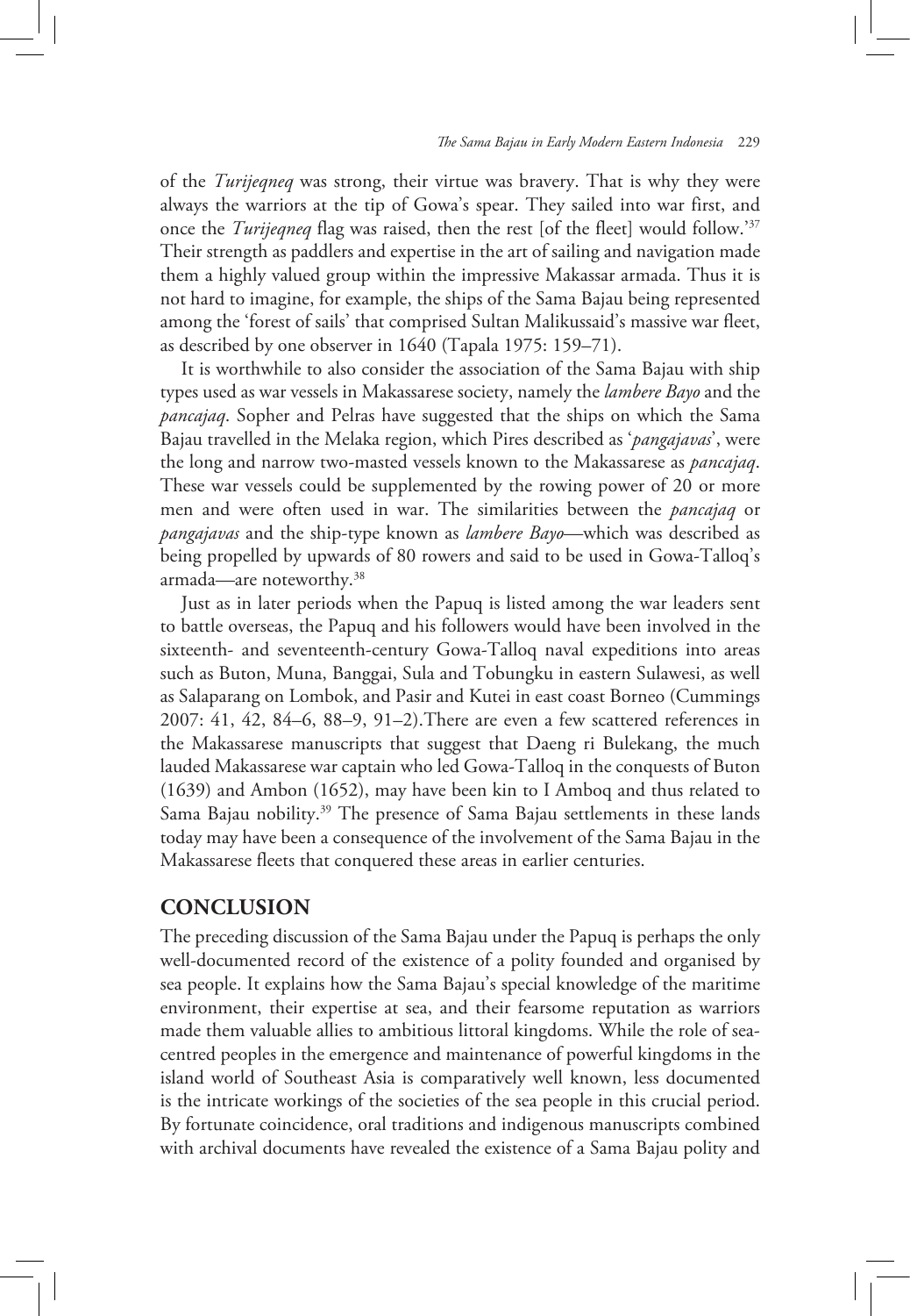of the *Turijeqneq* was strong, their virtue was bravery. That is why they were always the warriors at the tip of Gowa's spear. They sailed into war first, and once the *Turijeqneq* flag was raised, then the rest [of the fleet] would follow.'[37] Their strength as paddlers and expertise in the art of sailing and navigation made them a highly valued group within the impressive Makassar armada. Thus it is not hard to imagine, for example, the ships of the Sama Bajau being represented among the 'forest of sails' that comprised Sultan Malikussaid's massive war fleet, as described by one observer in 1640 (Tapala 1975: 159–71).

It is worthwhile to also consider the association of the Sama Bajau with ship types used as war vessels in Makassarese society, namely the *lambere Bayo* and the *pancajaq*. Sopher and Pelras have suggested that the ships on which the Sama Bajau travelled in the Melaka region, which Pires described as '*pangajavas*', were the long and narrow two-masted vessels known to the Makassarese as *pancajaq*. These war vessels could be supplemented by the rowing power of 20 or more men and were often used in war. The similarities between the *pancajaq* or *pangajavas* and the ship-type known as *lambere Bayo*—which was described as being propelled by upwards of 80 rowers and said to be used in Gowa-Talloq's armada—are noteworthy.[38]

Just as in later periods when the Papuq is listed among the war leaders sent to battle overseas, the Papuq and his followers would have been involved in the sixteenth- and seventeenth-century Gowa-Talloq naval expeditions into areas such as Buton, Muna, Banggai, Sula and Tobungku in eastern Sulawesi, as well as Salaparang on Lombok, and Pasir and Kutei in east coast Borneo (Cummings 2007: 41, 42, 84–6, 88–9, 91–2).There are even a few scattered references in the Makassarese manuscripts that suggest that Daeng ri Bulekang, the much lauded Makassarese war captain who led Gowa-Talloq in the conquests of Buton (1639) and Ambon (1652), may have been kin to I Amboq and thus related to Sama Bajau nobility.[39] The presence of Sama Bajau settlements in these lands today may have been a consequence of the involvement of the Sama Bajau in the Makassarese fleets that conquered these areas in earlier centuries.

## CONCLUSION

The preceding discussion of the Sama Bajau under the Papuq is perhaps the only well-documented record of the existence of a polity founded and organised by sea people. It explains how the Sama Bajau's special knowledge of the maritime environment, their expertise at sea, and their fearsome reputation as warriors made them valuable allies to ambitious littoral kingdoms. While the role of sea-centred peoples in the emergence and maintenance of powerful kingdoms in the island world of Southeast Asia is comparatively well known, less documented is the intricate workings of the societies of the sea people in this crucial period. By fortunate coincidence, oral traditions and indigenous manuscripts combined with archival documents have revealed the existence of a Sama Bajau polity and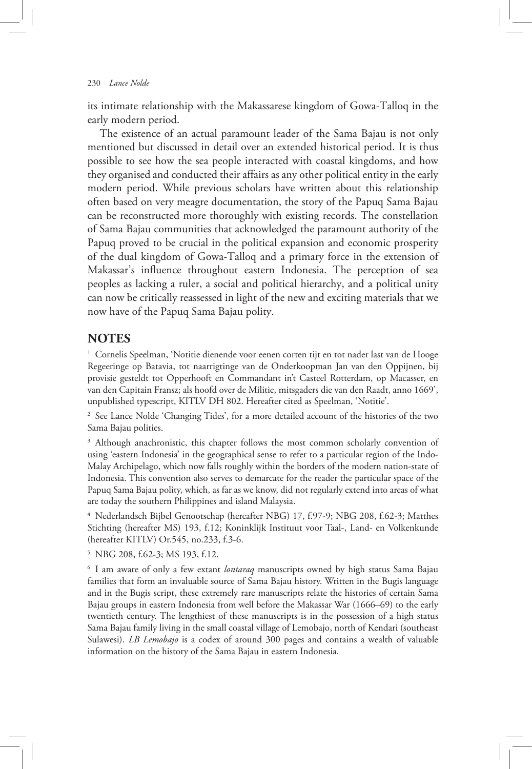its intimate relationship with the Makassarese kingdom of Gowa-Talloq in the early modern period.

The existence of an actual paramount leader of the Sama Bajau is not only mentioned but discussed in detail over an extended historical period. It is thus possible to see how the sea people interacted with coastal kingdoms, and how they organised and conducted their affairs as any other political entity in the early modern period. While previous scholars have written about this relationship often based on very meagre documentation, the story of the Papuq Sama Bajau can be reconstructed more thoroughly with existing records. The constellation of Sama Bajau communities that acknowledged the paramount authority of the Papuq proved to be crucial in the political expansion and economic prosperity of the dual kingdom of Gowa-Talloq and a primary force in the extension of Makassar's influence throughout eastern Indonesia. The perception of sea peoples as lacking a ruler, a social and political hierarchy, and a political unity can now be critically reassessed in light of the new and exciting materials that we now have of the Papuq Sama Bajau polity.

## NOTES

[1] Cornelis Speelman, 'Notitie dienende voor eenen corten tijt en tot nader last van de Hooge Regeeringe op Batavia, tot naarrigtinge van de Onderkoopman Jan van den Oppijnen, bij provisie gesteldt tot Opperhooft en Commandant in't Casteel Rotterdam, op Macasser, en van den Capitain Fransz; als hoofd over de Militie, mitsgaders die van den Raadt, anno 1669', unpublished typescript, KITLV DH 802. Hereafter cited as Speelman, 'Notitie'.

[2] See Lance Nolde 'Changing Tides', for a more detailed account of the histories of the two Sama Bajau polities.

[3] Although anachronistic, this chapter follows the most common scholarly convention of using 'eastern Indonesia' in the geographical sense to refer to a particular region of the Indo-Malay Archipelago, which now falls roughly within the borders of the modern nation-state of Indonesia. This convention also serves to demarcate for the reader the particular space of the Papuq Sama Bajau polity, which, as far as we know, did not regularly extend into areas of what are today the southern Philippines and island Malaysia.

[4] Nederlandsch Bijbel Genootschap (hereafter NBG) 17, f.97-9; NBG 208, f.62-3; Matthes Stichting (hereafter MS) 193, f.12; Koninklijk Instituut voor Taal-, Land- en Volkenkunde (hereafter KITLV) Or.545, no.233, f.3-6.

[5] NBG 208, f.62-3; MS 193, f.12.

[6] I am aware of only a few extant *lontaraq* manuscripts owned by high status Sama Bajau families that form an invaluable source of Sama Bajau history. Written in the Bugis language and in the Bugis script, these extremely rare manuscripts relate the histories of certain Sama Bajau groups in eastern Indonesia from well before the Makassar War (1666–69) to the early twentieth century. The lengthiest of these manuscripts is in the possession of a high status Sama Bajau family living in the small coastal village of Lemobajo, north of Kendari (southeast Sulawesi). *LB Lemobajo* is a codex of around 300 pages and contains a wealth of valuable information on the history of the Sama Bajau in eastern Indonesia.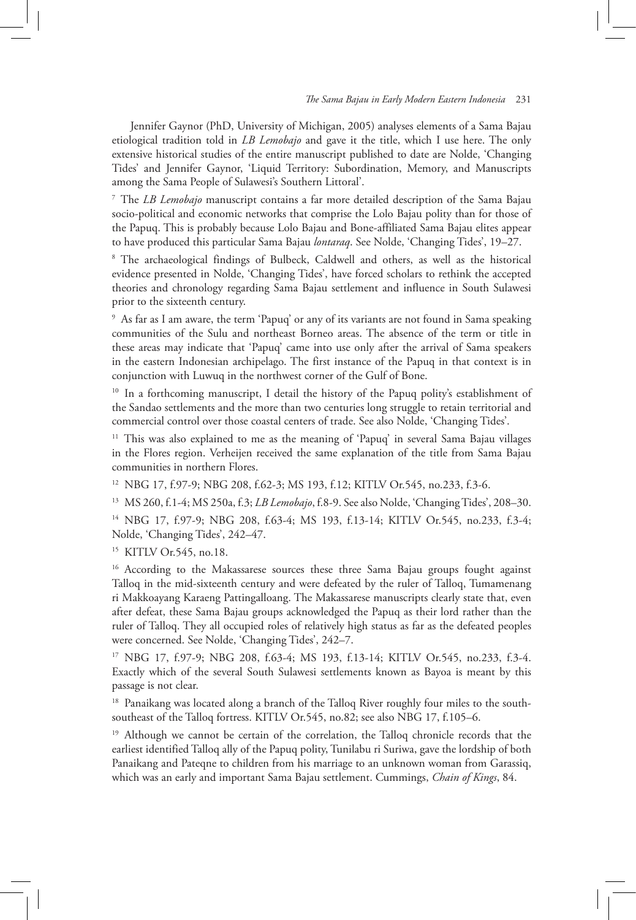Jennifer Gaynor (PhD, University of Michigan, 2005) analyses elements of a Sama Bajau etiological tradition told in *LB Lemobajo* and gave it the title, which I use here. The only extensive historical studies of the entire manuscript published to date are Nolde, 'Changing Tides' and Jennifer Gaynor, 'Liquid Territory: Subordination, Memory, and Manuscripts among the Sama People of Sulawesi's Southern Littoral'.

[7] The *LB Lemobajo* manuscript contains a far more detailed description of the Sama Bajau socio-political and economic networks that comprise the Lolo Bajau polity than for those of the Papuq. This is probably because Lolo Bajau and Bone-affiliated Sama Bajau elites appear to have produced this particular Sama Bajau *lontaraq*. See Nolde, 'Changing Tides', 19–27.

[8] The archaeological findings of Bulbeck, Caldwell and others, as well as the historical evidence presented in Nolde, 'Changing Tides', have forced scholars to rethink the accepted theories and chronology regarding Sama Bajau settlement and influence in South Sulawesi prior to the sixteenth century.

[9] As far as I am aware, the term 'Papuq' or any of its variants are not found in Sama speaking communities of the Sulu and northeast Borneo areas. The absence of the term or title in these areas may indicate that 'Papuq' came into use only after the arrival of Sama speakers in the eastern Indonesian archipelago. The first instance of the Papuq in that context is in conjunction with Luwuq in the northwest corner of the Gulf of Bone.

[10] In a forthcoming manuscript, I detail the history of the Papuq polity's establishment of the Sandao settlements and the more than two centuries long struggle to retain territorial and commercial control over those coastal centers of trade. See also Nolde, 'Changing Tides'.

[11] This was also explained to me as the meaning of 'Papuq' in several Sama Bajau villages in the Flores region. Verheijen received the same explanation of the title from Sama Bajau communities in northern Flores.

[12] NBG 17, f.97-9; NBG 208, f.62-3; MS 193, f.12; KITLV Or.545, no.233, f.3-6.

[13] MS 260, f.1-4; MS 250a, f.3; *LB Lemobajo*, f.8-9. See also Nolde, 'Changing Tides', 208–30.

[14] NBG 17, f.97-9; NBG 208, f.63-4; MS 193, f.13-14; KITLV Or.545, no.233, f.3-4; Nolde, 'Changing Tides', 242–47.

[15] KITLV Or.545, no.18.

[16] According to the Makassarese sources these three Sama Bajau groups fought against Talloq in the mid-sixteenth century and were defeated by the ruler of Talloq, Tumamenang ri Makkoayang Karaeng Pattingalloang. The Makassarese manuscripts clearly state that, even after defeat, these Sama Bajau groups acknowledged the Papuq as their lord rather than the ruler of Talloq. They all occupied roles of relatively high status as far as the defeated peoples were concerned. See Nolde, 'Changing Tides', 242–7.

[17] NBG 17, f.97-9; NBG 208, f.63-4; MS 193, f.13-14; KITLV Or.545, no.233, f.3-4. Exactly which of the several South Sulawesi settlements known as Bayoa is meant by this passage is not clear.

[18] Panaikang was located along a branch of the Talloq River roughly four miles to the south-southeast of the Talloq fortress. KITLV Or.545, no.82; see also NBG 17, f.105–6.

[19] Although we cannot be certain of the correlation, the Talloq chronicle records that the earliest identified Talloq ally of the Papuq polity, Tunilabu ri Suriwa, gave the lordship of both Panaikang and Pateqne to children from his marriage to an unknown woman from Garassiq, which was an early and important Sama Bajau settlement. Cummings, *Chain of Kings*, 84.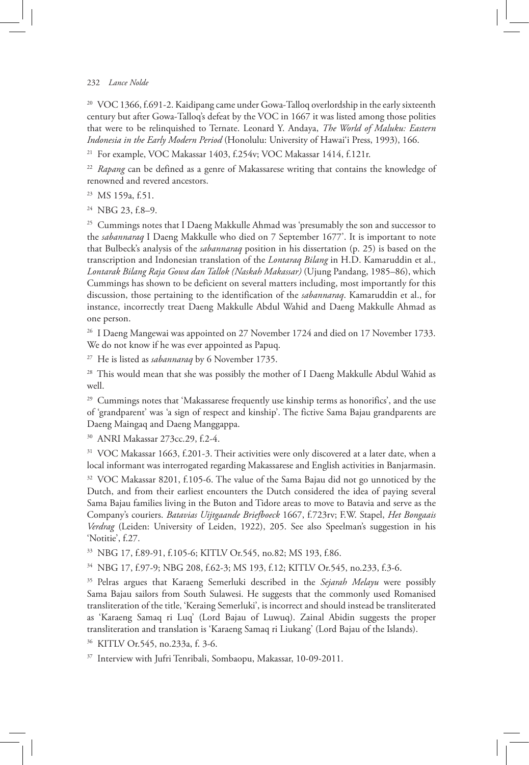[20] VOC 1366, f.691-2. Kaidipang came under Gowa-Talloq overlordship in the early sixteenth century but after Gowa-Talloq's defeat by the VOC in 1667 it was listed among those polities that were to be relinquished to Ternate. Leonard Y. Andaya, *The World of Maluku: Eastern Indonesia in the Early Modern Period* (Honolulu: University of Hawai'i Press, 1993), 166.

[21] For example, VOC Makassar 1403, f.254v; VOC Makassar 1414, f.121r.

[22] *Rapang* can be defined as a genre of Makassarese writing that contains the knowledge of renowned and revered ancestors.

[23] MS 159a, f.51.

[24] NBG 23, f.8–9.

[25] Cummings notes that I Daeng Makkulle Ahmad was 'presumably the son and successor to the *sabannaraq* I Daeng Makkulle who died on 7 September 1677'. It is important to note that Bulbeck's analysis of the *sabannaraq* position in his dissertation (p. 25) is based on the transcription and Indonesian translation of the *Lontaraq Bilang* in H.D. Kamaruddin et al., *Lontarak Bilang Raja Gowa dan Tallok (Naskah Makassar)* (Ujung Pandang, 1985–86), which Cummings has shown to be deficient on several matters including, most importantly for this discussion, those pertaining to the identification of the *sabannaraq*. Kamaruddin et al., for instance, incorrectly treat Daeng Makkulle Abdul Wahid and Daeng Makkulle Ahmad as one person.

[26] I Daeng Mangewai was appointed on 27 November 1724 and died on 17 November 1733. We do not know if he was ever appointed as Papuq.

[27] He is listed as *sabannaraq* by 6 November 1735.

[28] This would mean that she was possibly the mother of I Daeng Makkulle Abdul Wahid as well.

[29] Cummings notes that 'Makassarese frequently use kinship terms as honorifics', and the use of 'grandparent' was 'a sign of respect and kinship'. The fictive Sama Bajau grandparents are Daeng Maingaq and Daeng Manggappa.

[30] ANRI Makassar 273cc.29, f.2-4.

[31] VOC Makassar 1663, f.201-3. Their activities were only discovered at a later date, when a local informant was interrogated regarding Makassarese and English activities in Banjarmasin.

[32] VOC Makassar 8201, f.105-6. The value of the Sama Bajau did not go unnoticed by the Dutch, and from their earliest encounters the Dutch considered the idea of paying several Sama Bajau families living in the Buton and Tidore areas to move to Batavia and serve as the Company's couriers. *Batavias Uijtgaande Briefboeck* 1667, f.723rv; F.W. Stapel, *Het Bongaais Verdrag* (Leiden: University of Leiden, 1922), 205. See also Speelman's suggestion in his 'Notitie', f.27.

[33] NBG 17, f.89-91, f.105-6; KITLV Or.545, no.82; MS 193, f.86.

[34] NBG 17, f.97-9; NBG 208, f.62-3; MS 193, f.12; KITLV Or.545, no.233, f.3-6.

[35] Pelras argues that Karaeng Semerluki described in the *Sejarah Melayu* were possibly Sama Bajau sailors from South Sulawesi. He suggests that the commonly used Romanised transliteration of the title, 'Keraing Semerluki', is incorrect and should instead be transliterated as 'Karaeng Samaq ri Luq' (Lord Bajau of Luwuq). Zainal Abidin suggests the proper transliteration and translation is 'Karaeng Samaq ri Liukang' (Lord Bajau of the Islands).

[36] KITLV Or.545, no.233a, f. 3-6.

[37] Interview with Jufri Tenribali, Sombaopu, Makassar, 10-09-2011.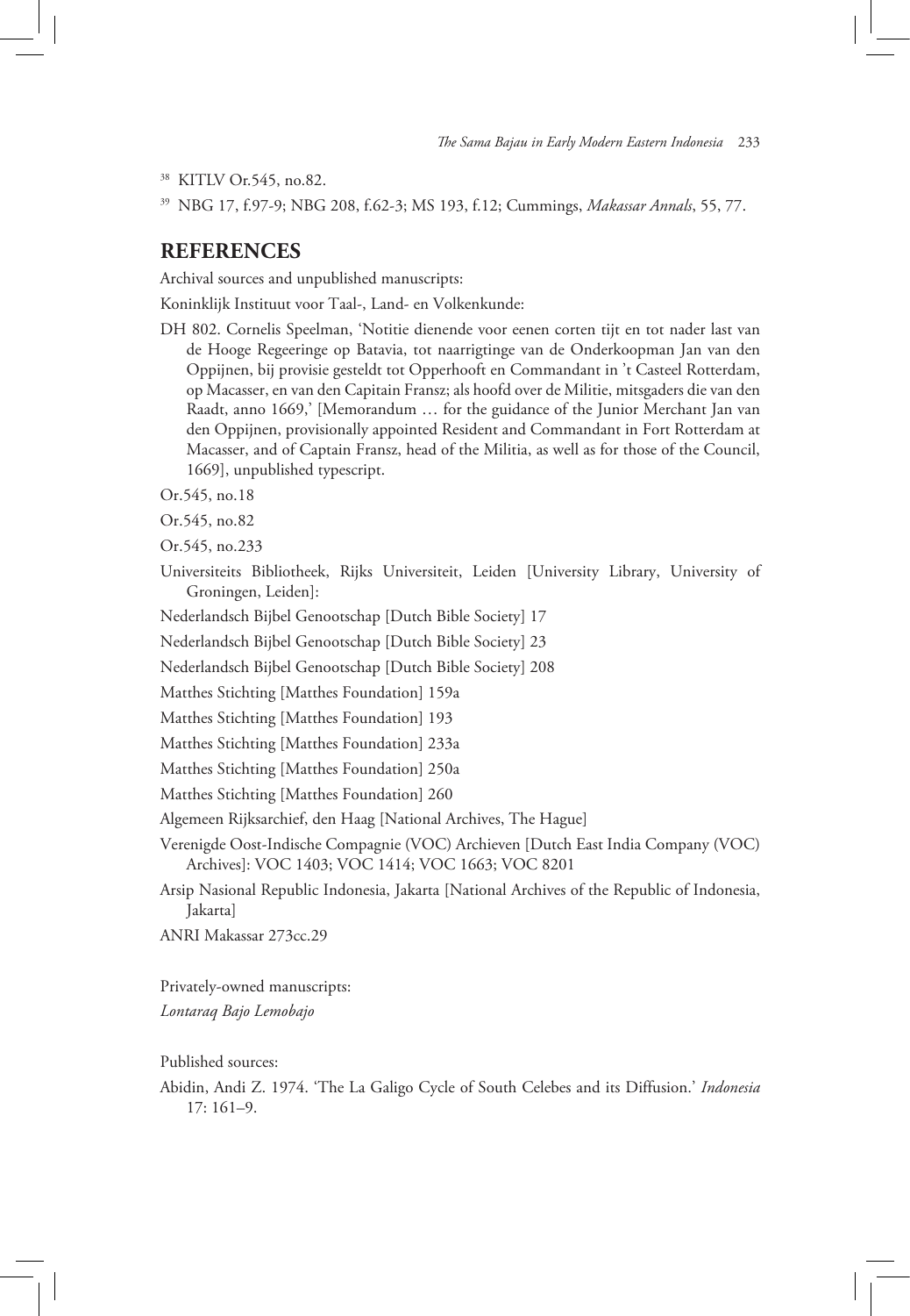[38] KITLV Or.545, no.82.

[39] NBG 17, f.97-9; NBG 208, f.62-3; MS 193, f.12; Cummings, *Makassar Annals*, 55, 77.

## REFERENCES

Archival sources and unpublished manuscripts:

Koninklijk Instituut voor Taal-, Land- en Volkenkunde:

DH 802. Cornelis Speelman, 'Notitie dienende voor eenen corten tijt en tot nader last van de Hooge Regeeringe op Batavia, tot naarrigtinge van de Onderkoopman Jan van den Oppijnen, bij provisie gesteldt tot Opperhooft en Commandant in 't Casteel Rotterdam, op Macasser, en van den Capitain Fransz; als hoofd over de Militie, mitsgaders die van den Raadt, anno 1669,' [Memorandum … for the guidance of the Junior Merchant Jan van den Oppijnen, provisionally appointed Resident and Commandant in Fort Rotterdam at Macasser, and of Captain Fransz, head of the Militia, as well as for those of the Council, 1669], unpublished typescript.

Or.545, no.18

Or.545, no.82

Or.545, no.233

Universiteits Bibliotheek, Rijks Universiteit, Leiden [University Library, University of Groningen, Leiden]:

Nederlandsch Bijbel Genootschap [Dutch Bible Society] 17

Nederlandsch Bijbel Genootschap [Dutch Bible Society] 23

Nederlandsch Bijbel Genootschap [Dutch Bible Society] 208

Matthes Stichting [Matthes Foundation] 159a

Matthes Stichting [Matthes Foundation] 193

Matthes Stichting [Matthes Foundation] 233a

Matthes Stichting [Matthes Foundation] 250a

Matthes Stichting [Matthes Foundation] 260

Algemeen Rijksarchief, den Haag [National Archives, The Hague]

Verenigde Oost-Indische Compagnie (VOC) Archieven [Dutch East India Company (VOC) Archives]: VOC 1403; VOC 1414; VOC 1663; VOC 8201

Arsip Nasional Republic Indonesia, Jakarta [National Archives of the Republic of Indonesia, Jakarta]

ANRI Makassar 273cc.29

Privately-owned manuscripts:

*Lontaraq Bajo Lemobajo*

Published sources:

Abidin, Andi Z. 1974. 'The La Galigo Cycle of South Celebes and its Diffusion.' *Indonesia* 17: 161–9.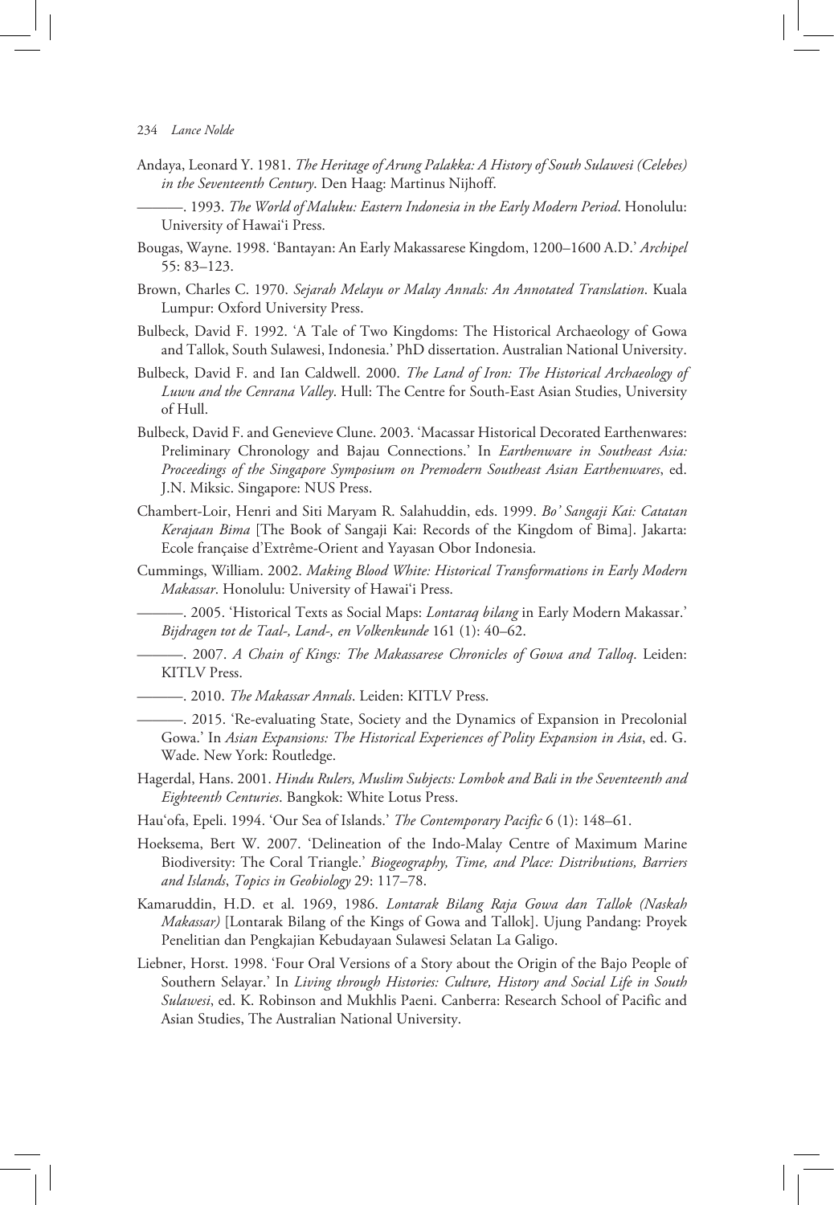Andaya, Leonard Y. 1981. *The Heritage of Arung Palakka: A History of South Sulawesi (Celebes) in the Seventeenth Century*. Den Haag: Martinus Nijhoff.

———. 1993. *The World of Maluku: Eastern Indonesia in the Early Modern Period*. Honolulu: University of Hawai'i Press.

Bougas, Wayne. 1998. 'Bantayan: An Early Makassarese Kingdom, 1200–1600 A.D.' *Archipel* 55: 83–123.

Brown, Charles C. 1970. *Sejarah Melayu or Malay Annals: An Annotated Translation*. Kuala Lumpur: Oxford University Press.

Bulbeck, David F. 1992. 'A Tale of Two Kingdoms: The Historical Archaeology of Gowa and Tallok, South Sulawesi, Indonesia.' PhD dissertation. Australian National University.

Bulbeck, David F. and Ian Caldwell. 2000. *The Land of Iron: The Historical Archaeology of Luwu and the Cenrana Valley*. Hull: The Centre for South-East Asian Studies, University of Hull.

Bulbeck, David F. and Genevieve Clune. 2003. 'Macassar Historical Decorated Earthenwares: Preliminary Chronology and Bajau Connections.' In *Earthenware in Southeast Asia: Proceedings of the Singapore Symposium on Premodern Southeast Asian Earthenwares*, ed. J.N. Miksic. Singapore: NUS Press.

Chambert-Loir, Henri and Siti Maryam R. Salahuddin, eds. 1999. *Bo' Sangaji Kai: Catatan Kerajaan Bima* [The Book of Sangaji Kai: Records of the Kingdom of Bima]. Jakarta: Ecole française d'Extrême-Orient and Yayasan Obor Indonesia.

Cummings, William. 2002. *Making Blood White: Historical Transformations in Early Modern Makassar*. Honolulu: University of Hawai'i Press.

———. 2005. 'Historical Texts as Social Maps: *Lontaraq bilang* in Early Modern Makassar.' *Bijdragen tot de Taal-, Land-, en Volkenkunde* 161 (1): 40–62.

———. 2007. *A Chain of Kings: The Makassarese Chronicles of Gowa and Talloq*. Leiden: KITLV Press.

———. 2010. *The Makassar Annals*. Leiden: KITLV Press.

———. 2015. 'Re-evaluating State, Society and the Dynamics of Expansion in Precolonial Gowa.' In *Asian Expansions: The Historical Experiences of Polity Expansion in Asia*, ed. G. Wade. New York: Routledge.

Hagerdal, Hans. 2001. *Hindu Rulers, Muslim Subjects: Lombok and Bali in the Seventeenth and Eighteenth Centuries*. Bangkok: White Lotus Press.

Hau'ofa, Epeli. 1994. 'Our Sea of Islands.' *The Contemporary Pacific* 6 (1): 148–61.

Hoeksema, Bert W. 2007. 'Delineation of the Indo-Malay Centre of Maximum Marine Biodiversity: The Coral Triangle.' *Biogeography, Time, and Place: Distributions, Barriers and Islands*, *Topics in Geobiology* 29: 117–78.

Kamaruddin, H.D. et al. 1969, 1986. *Lontarak Bilang Raja Gowa dan Tallok (Naskah Makassar)* [Lontarak Bilang of the Kings of Gowa and Tallok]. Ujung Pandang: Proyek Penelitian dan Pengkajian Kebudayaan Sulawesi Selatan La Galigo.

Liebner, Horst. 1998. 'Four Oral Versions of a Story about the Origin of the Bajo People of Southern Selayar.' In *Living through Histories: Culture, History and Social Life in South Sulawesi*, ed. K. Robinson and Mukhlis Paeni. Canberra: Research School of Pacific and Asian Studies, The Australian National University.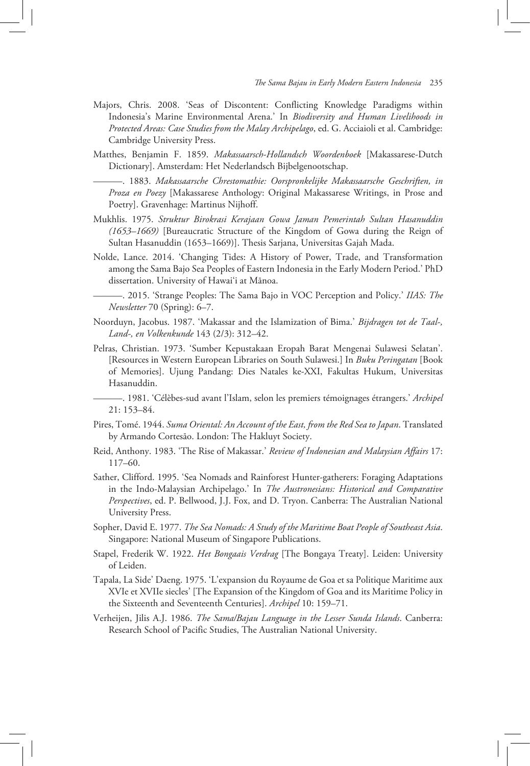Majors, Chris. 2008. 'Seas of Discontent: Conflicting Knowledge Paradigms within Indonesia's Marine Environmental Arena.' In *Biodiversity and Human Livelihoods in Protected Areas: Case Studies from the Malay Archipelago*, ed. G. Acciaioli et al. Cambridge: Cambridge University Press.

Matthes, Benjamin F. 1859. *Makassaarsch-Hollandsch Woordenboek* [Makassarese-Dutch Dictionary]. Amsterdam: Het Nederlandsch Bijbelgenootschap.

———. 1883. *Makassaarsche Chrestomathie: Oorspronkelijke Makassaarsche Geschriften, in Proza en Poezy* [Makassarese Anthology: Original Makassarese Writings, in Prose and Poetry]. Gravenhage: Martinus Nijhoff.

Mukhlis. 1975. *Struktur Birokrasi Kerajaan Gowa Jaman Pemerintah Sultan Hasanuddin (1653–1669)* [Bureaucratic Structure of the Kingdom of Gowa during the Reign of Sultan Hasanuddin (1653–1669)]. Thesis Sarjana, Universitas Gajah Mada.

Nolde, Lance. 2014. 'Changing Tides: A History of Power, Trade, and Transformation among the Sama Bajo Sea Peoples of Eastern Indonesia in the Early Modern Period.' PhD dissertation. University of Hawai'i at Mānoa.

———. 2015. 'Strange Peoples: The Sama Bajo in VOC Perception and Policy.' *IIAS: The Newsletter* 70 (Spring): 6–7.

Noorduyn, Jacobus. 1987. 'Makassar and the Islamization of Bima.' *Bijdragen tot de Taal-, Land-, en Volkenkunde* 143 (2/3): 312–42.

Pelras, Christian. 1973. 'Sumber Kepustakaan Eropah Barat Mengenai Sulawesi Selatan'. [Resources in Western European Libraries on South Sulawesi.] In *Buku Peringatan* [Book of Memories]. Ujung Pandang: Dies Natales ke-XXI, Fakultas Hukum, Universitas Hasanuddin.

———. 1981. 'Célèbes-sud avant l'Islam, selon les premiers témoignages étrangers.' *Archipel* 21: 153–84.

Pires, Tomé. 1944. *Suma Oriental: An Account of the East, from the Red Sea to Japan*. Translated by Armando Cortesão. London: The Hakluyt Society.

Reid, Anthony. 1983. 'The Rise of Makassar.' *Review of Indonesian and Malaysian Affairs* 17: 117–60.

Sather, Clifford. 1995. 'Sea Nomads and Rainforest Hunter-gatherers: Foraging Adaptations in the Indo-Malaysian Archipelago.' In *The Austronesians: Historical and Comparative Perspectives*, ed. P. Bellwood, J.J. Fox, and D. Tryon. Canberra: The Australian National University Press.

Sopher, David E. 1977. *The Sea Nomads: A Study of the Maritime Boat People of Southeast Asia*. Singapore: National Museum of Singapore Publications.

Stapel, Frederik W. 1922. *Het Bongaais Verdrag* [The Bongaya Treaty]. Leiden: University of Leiden.

Tapala, La Side' Daeng. 1975. 'L'expansion du Royaume de Goa et sa Politique Maritime aux XVIe et XVIIe siecles' [The Expansion of the Kingdom of Goa and its Maritime Policy in the Sixteenth and Seventeenth Centuries]. *Archipel* 10: 159–71.

Verheijen, Jilis A.J. 1986. *The Sama/Bajau Language in the Lesser Sunda Islands*. Canberra: Research School of Pacific Studies, The Australian National University.